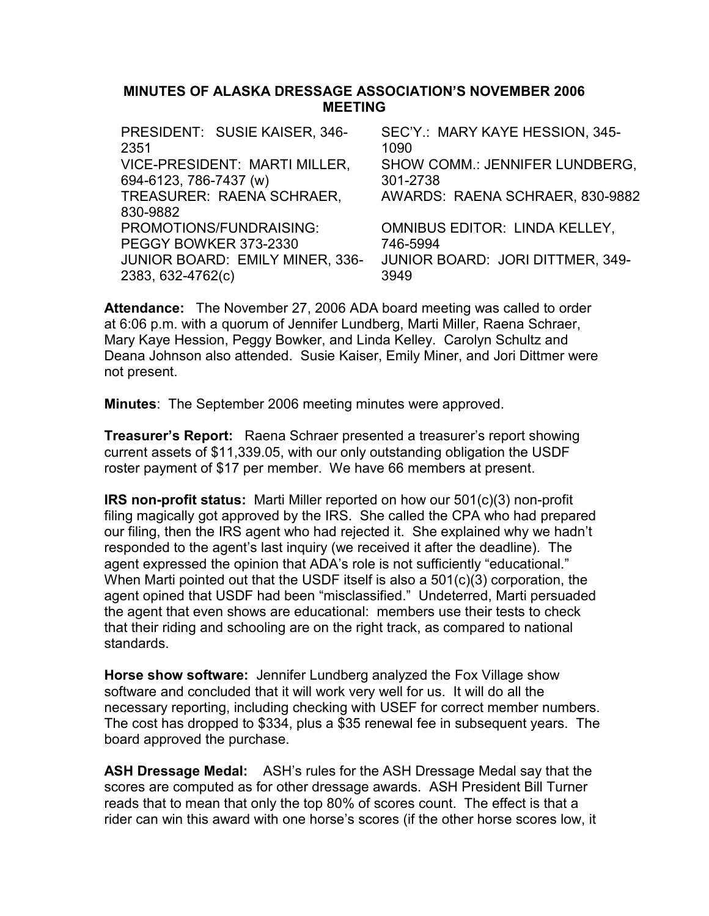# MINUTES OF ALASKA DRESSAGE ASSOCIATION'S NOVEMBER 2006 MEETING

| | |
|---|---|
| PRESIDENT: SUSIE KAISER, 346-2351 | SEC'Y.: MARY KAYE HESSION, 345-1090 |
| VICE-PRESIDENT: MARTI MILLER, 694-6123, 786-7437 (w) | SHOW COMM.: JENNIFER LUNDBERG, 301-2738 |
| TREASURER: RAENA SCHRAER, 830-9882 | AWARDS: RAENA SCHRAER, 830-9882 |
| PROMOTIONS/FUNDRAISING: PEGGY BOWKER 373-2330 | OMNIBUS EDITOR: LINDA KELLEY, 746-5994 |
| JUNIOR BOARD: EMILY MINER, 336-2383, 632-4762(c) | JUNIOR BOARD: JORI DITTMER, 349-3949 |

**Attendance:** The November 27, 2006 ADA board meeting was called to order at 6:06 p.m. with a quorum of Jennifer Lundberg, Marti Miller, Raena Schraer, Mary Kaye Hession, Peggy Bowker, and Linda Kelley. Carolyn Schultz and Deana Johnson also attended. Susie Kaiser, Emily Miner, and Jori Dittmer were not present.

**Minutes**: The September 2006 meeting minutes were approved.

**Treasurer's Report:** Raena Schraer presented a treasurer's report showing current assets of $11,339.05, with our only outstanding obligation the USDF roster payment of $17 per member. We have 66 members at present.

**IRS non-profit status:** Marti Miller reported on how our 501(c)(3) non-profit filing magically got approved by the IRS. She called the CPA who had prepared our filing, then the IRS agent who had rejected it. She explained why we hadn't responded to the agent's last inquiry (we received it after the deadline). The agent expressed the opinion that ADA's role is not sufficiently "educational." When Marti pointed out that the USDF itself is also a 501(c)(3) corporation, the agent opined that USDF had been "misclassified." Undeterred, Marti persuaded the agent that even shows are educational: members use their tests to check that their riding and schooling are on the right track, as compared to national standards.

**Horse show software:** Jennifer Lundberg analyzed the Fox Village show software and concluded that it will work very well for us. It will do all the necessary reporting, including checking with USEF for correct member numbers. The cost has dropped to $334, plus a $35 renewal fee in subsequent years. The board approved the purchase.

**ASH Dressage Medal:** ASH's rules for the ASH Dressage Medal say that the scores are computed as for other dressage awards. ASH President Bill Turner reads that to mean that only the top 80% of scores count. The effect is that a rider can win this award with one horse's scores (if the other horse scores low, it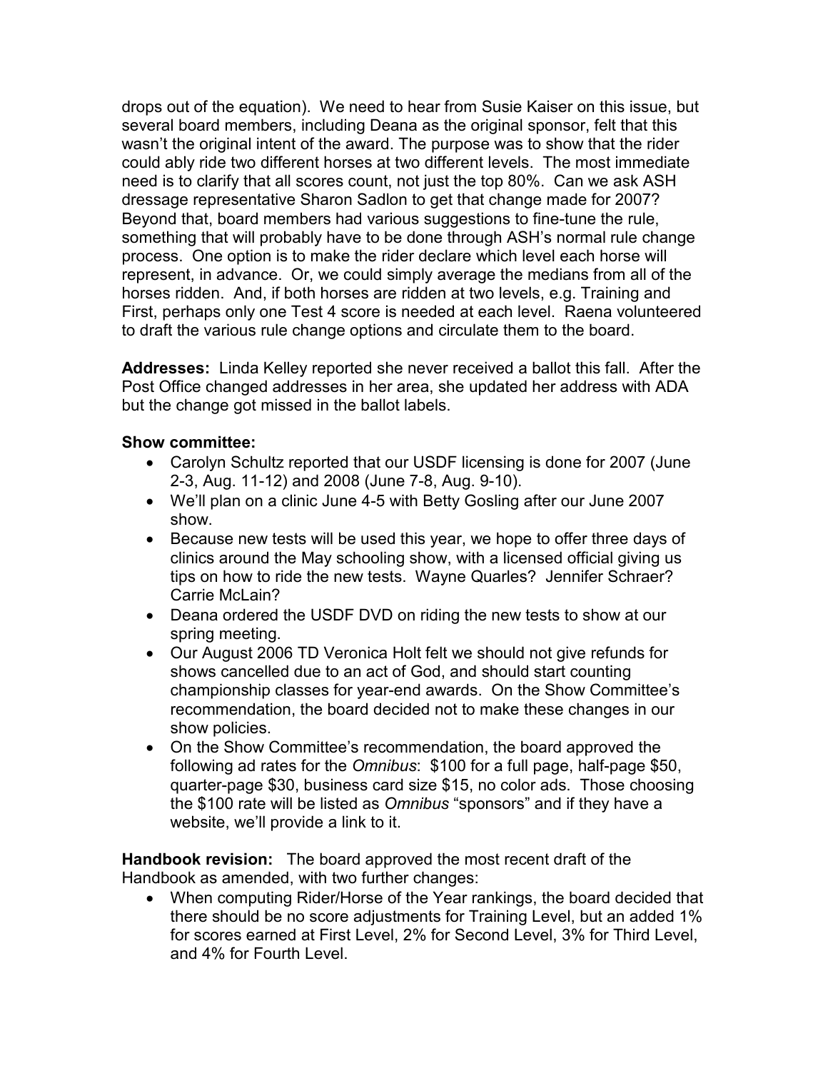drops out of the equation). We need to hear from Susie Kaiser on this issue, but several board members, including Deana as the original sponsor, felt that this wasn't the original intent of the award. The purpose was to show that the rider could ably ride two different horses at two different levels. The most immediate need is to clarify that all scores count, not just the top 80%. Can we ask ASH dressage representative Sharon Sadlon to get that change made for 2007? Beyond that, board members had various suggestions to fine-tune the rule, something that will probably have to be done through ASH's normal rule change process. One option is to make the rider declare which level each horse will represent, in advance. Or, we could simply average the medians from all of the horses ridden. And, if both horses are ridden at two levels, e.g. Training and First, perhaps only one Test 4 score is needed at each level. Raena volunteered to draft the various rule change options and circulate them to the board.

**Addresses:** Linda Kelley reported she never received a ballot this fall. After the Post Office changed addresses in her area, she updated her address with ADA but the change got missed in the ballot labels.

**Show committee:**

- Carolyn Schultz reported that our USDF licensing is done for 2007 (June 2-3, Aug. 11-12) and 2008 (June 7-8, Aug. 9-10).
- We'll plan on a clinic June 4-5 with Betty Gosling after our June 2007 show.
- Because new tests will be used this year, we hope to offer three days of clinics around the May schooling show, with a licensed official giving us tips on how to ride the new tests. Wayne Quarles? Jennifer Schraer? Carrie McLain?
- Deana ordered the USDF DVD on riding the new tests to show at our spring meeting.
- Our August 2006 TD Veronica Holt felt we should not give refunds for shows cancelled due to an act of God, and should start counting championship classes for year-end awards. On the Show Committee's recommendation, the board decided not to make these changes in our show policies.
- On the Show Committee's recommendation, the board approved the following ad rates for the *Omnibus*: $100 for a full page, half-page $50, quarter-page $30, business card size $15, no color ads. Those choosing the $100 rate will be listed as *Omnibus* "sponsors" and if they have a website, we'll provide a link to it.

**Handbook revision:** The board approved the most recent draft of the Handbook as amended, with two further changes:

- When computing Rider/Horse of the Year rankings, the board decided that there should be no score adjustments for Training Level, but an added 1% for scores earned at First Level, 2% for Second Level, 3% for Third Level, and 4% for Fourth Level.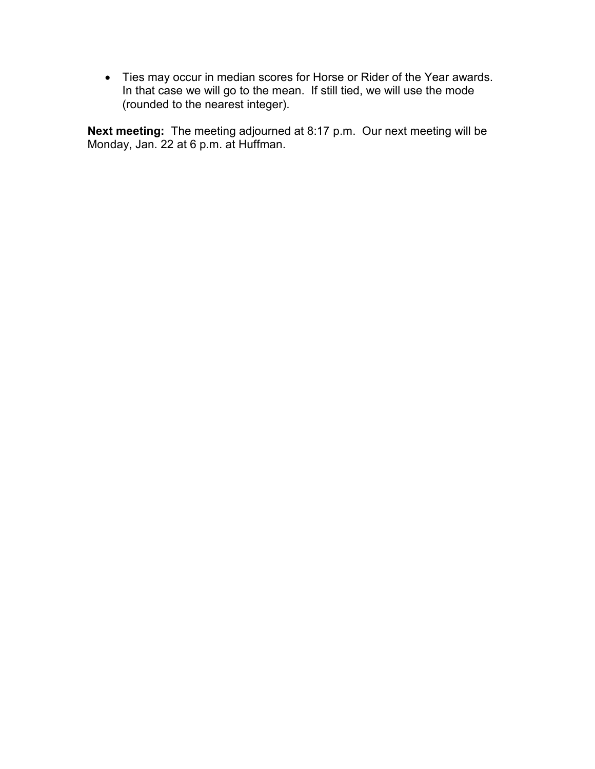- Ties may occur in median scores for Horse or Rider of the Year awards. In that case we will go to the mean. If still tied, we will use the mode (rounded to the nearest integer).

**Next meeting:** The meeting adjourned at 8:17 p.m. Our next meeting will be Monday, Jan. 22 at 6 p.m. at Huffman.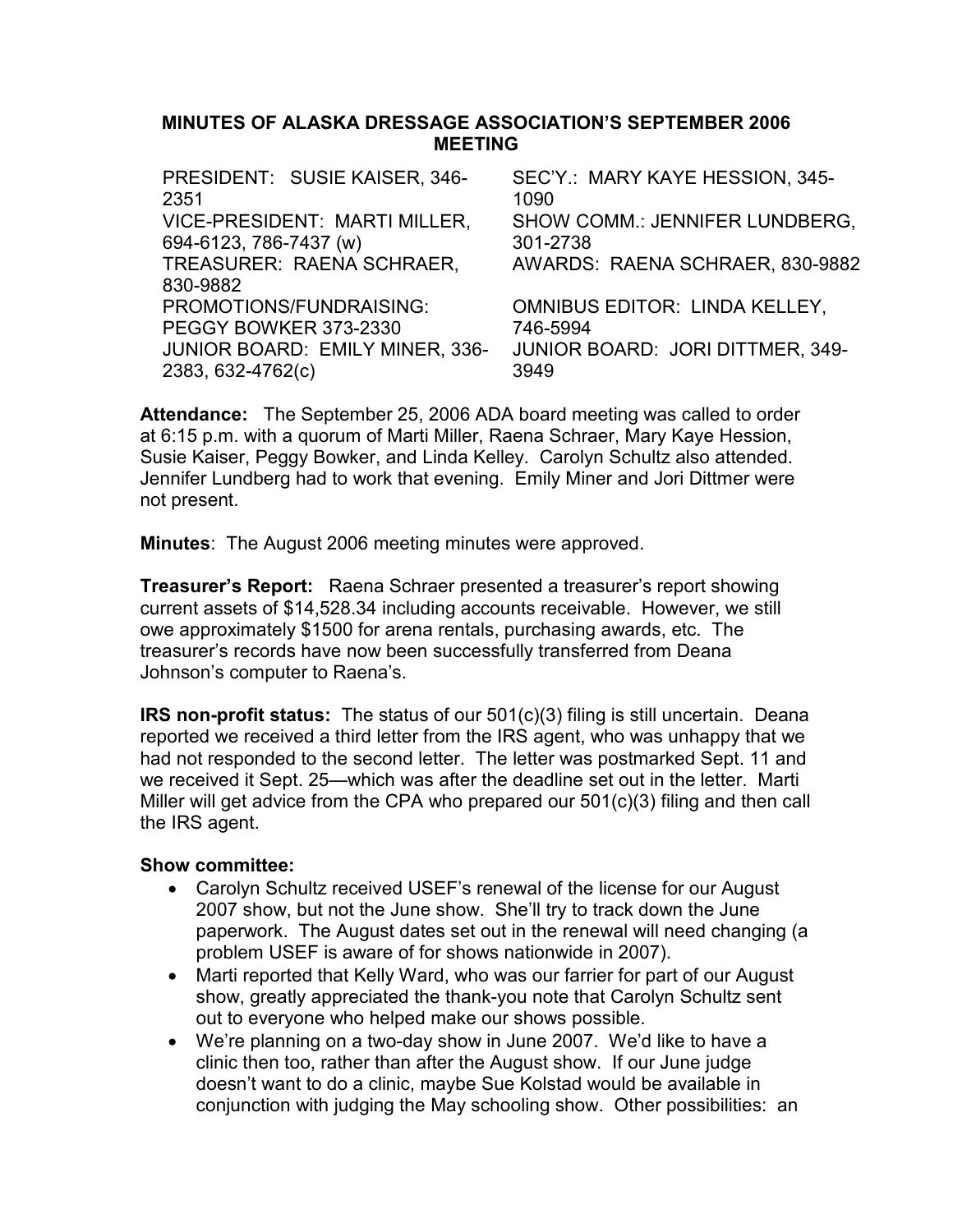**MINUTES OF ALASKA DRESSAGE ASSOCIATION'S SEPTEMBER 2006 MEETING**

PRESIDENT: SUSIE KAISER, 346-2351
VICE-PRESIDENT: MARTI MILLER, 694-6123, 786-7437 (w)
TREASURER: RAENA SCHRAER, 830-9882
PROMOTIONS/FUNDRAISING: PEGGY BOWKER 373-2330
JUNIOR BOARD: EMILY MINER, 336-2383, 632-4762(c)
SEC'Y.: MARY KAYE HESSION, 345-1090
SHOW COMM.: JENNIFER LUNDBERG, 301-2738
AWARDS: RAENA SCHRAER, 830-9882
OMNIBUS EDITOR: LINDA KELLEY, 746-5994
JUNIOR BOARD: JORI DITTMER, 349-3949

**Attendance:** The September 25, 2006 ADA board meeting was called to order at 6:15 p.m. with a quorum of Marti Miller, Raena Schraer, Mary Kaye Hession, Susie Kaiser, Peggy Bowker, and Linda Kelley. Carolyn Schultz also attended. Jennifer Lundberg had to work that evening. Emily Miner and Jori Dittmer were not present.

**Minutes**: The August 2006 meeting minutes were approved.

**Treasurer's Report:** Raena Schraer presented a treasurer's report showing current assets of $14,528.34 including accounts receivable. However, we still owe approximately $1500 for arena rentals, purchasing awards, etc. The treasurer's records have now been successfully transferred from Deana Johnson's computer to Raena's.

**IRS non-profit status:** The status of our 501(c)(3) filing is still uncertain. Deana reported we received a third letter from the IRS agent, who was unhappy that we had not responded to the second letter. The letter was postmarked Sept. 11 and we received it Sept. 25—which was after the deadline set out in the letter. Marti Miller will get advice from the CPA who prepared our 501(c)(3) filing and then call the IRS agent.

**Show committee:**

- Carolyn Schultz received USEF's renewal of the license for our August 2007 show, but not the June show. She'll try to track down the June paperwork. The August dates set out in the renewal will need changing (a problem USEF is aware of for shows nationwide in 2007).
- Marti reported that Kelly Ward, who was our farrier for part of our August show, greatly appreciated the thank-you note that Carolyn Schultz sent out to everyone who helped make our shows possible.
- We're planning on a two-day show in June 2007. We'd like to have a clinic then too, rather than after the August show. If our June judge doesn't want to do a clinic, maybe Sue Kolstad would be available in conjunction with judging the May schooling show. Other possibilities: an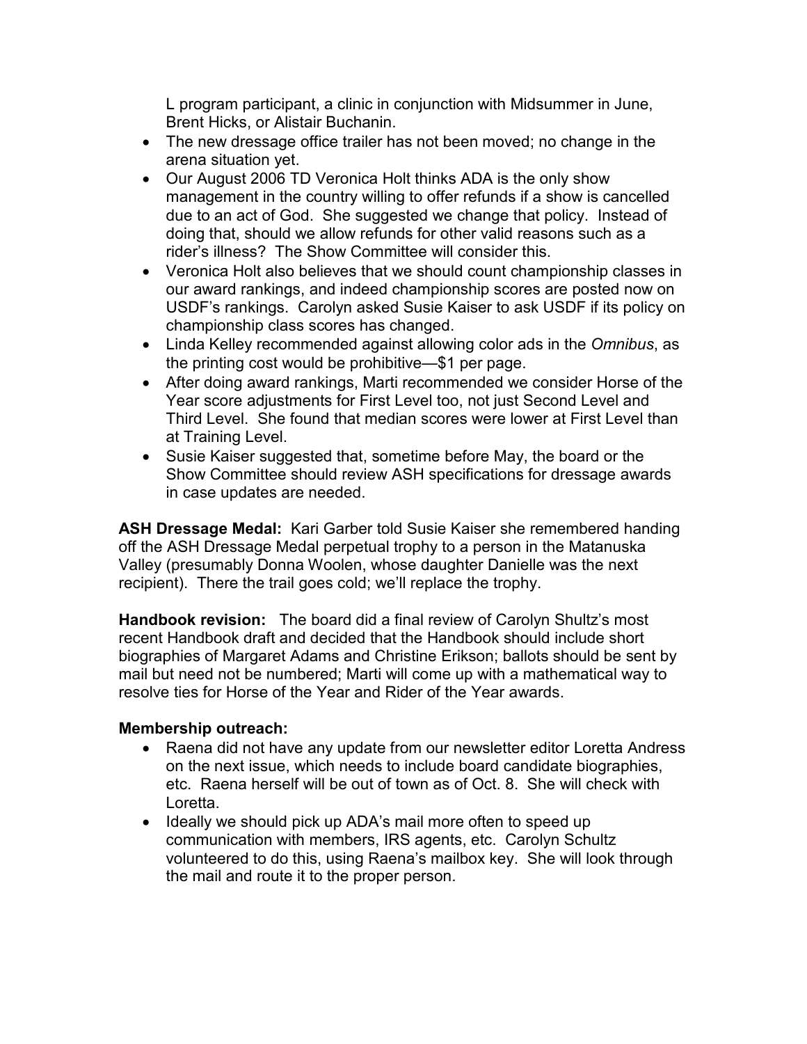L program participant, a clinic in conjunction with Midsummer in June, Brent Hicks, or Alistair Buchanin.

- The new dressage office trailer has not been moved; no change in the arena situation yet.
- Our August 2006 TD Veronica Holt thinks ADA is the only show management in the country willing to offer refunds if a show is cancelled due to an act of God. She suggested we change that policy. Instead of doing that, should we allow refunds for other valid reasons such as a rider's illness? The Show Committee will consider this.
- Veronica Holt also believes that we should count championship classes in our award rankings, and indeed championship scores are posted now on USDF's rankings. Carolyn asked Susie Kaiser to ask USDF if its policy on championship class scores has changed.
- Linda Kelley recommended against allowing color ads in the *Omnibus*, as the printing cost would be prohibitive—$1 per page.
- After doing award rankings, Marti recommended we consider Horse of the Year score adjustments for First Level too, not just Second Level and Third Level. She found that median scores were lower at First Level than at Training Level.
- Susie Kaiser suggested that, sometime before May, the board or the Show Committee should review ASH specifications for dressage awards in case updates are needed.

**ASH Dressage Medal:** Kari Garber told Susie Kaiser she remembered handing off the ASH Dressage Medal perpetual trophy to a person in the Matanuska Valley (presumably Donna Woolen, whose daughter Danielle was the next recipient). There the trail goes cold; we'll replace the trophy.

**Handbook revision:** The board did a final review of Carolyn Shultz's most recent Handbook draft and decided that the Handbook should include short biographies of Margaret Adams and Christine Erikson; ballots should be sent by mail but need not be numbered; Marti will come up with a mathematical way to resolve ties for Horse of the Year and Rider of the Year awards.

**Membership outreach:**

- Raena did not have any update from our newsletter editor Loretta Andress on the next issue, which needs to include board candidate biographies, etc. Raena herself will be out of town as of Oct. 8. She will check with Loretta.
- Ideally we should pick up ADA's mail more often to speed up communication with members, IRS agents, etc. Carolyn Schultz volunteered to do this, using Raena's mailbox key. She will look through the mail and route it to the proper person.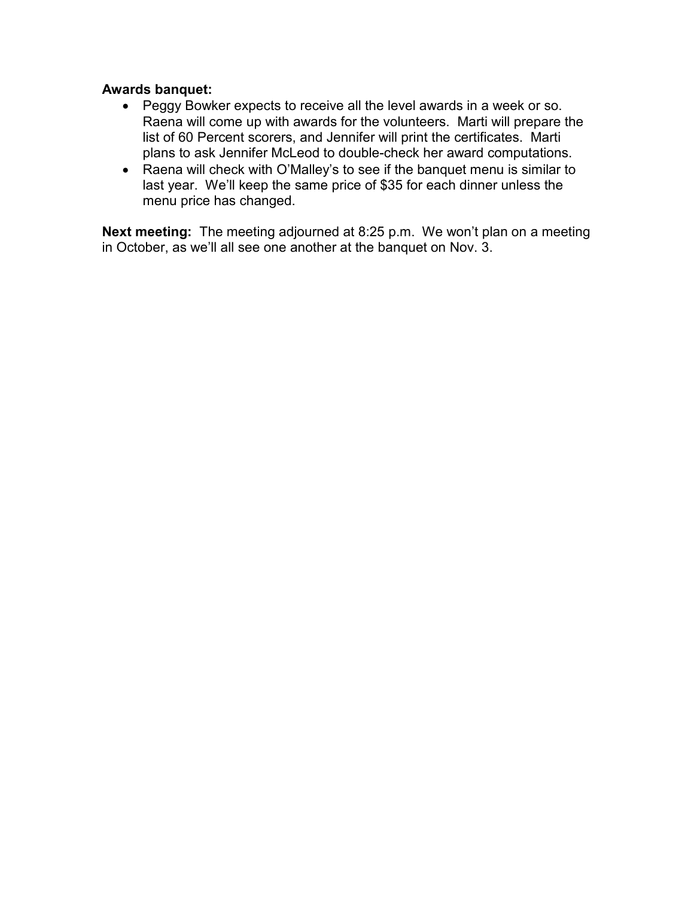**Awards banquet:**

- Peggy Bowker expects to receive all the level awards in a week or so. Raena will come up with awards for the volunteers. Marti will prepare the list of 60 Percent scorers, and Jennifer will print the certificates. Marti plans to ask Jennifer McLeod to double-check her award computations.
- Raena will check with O'Malley's to see if the banquet menu is similar to last year. We'll keep the same price of $35 for each dinner unless the menu price has changed.

**Next meeting:** The meeting adjourned at 8:25 p.m. We won't plan on a meeting in October, as we'll all see one another at the banquet on Nov. 3.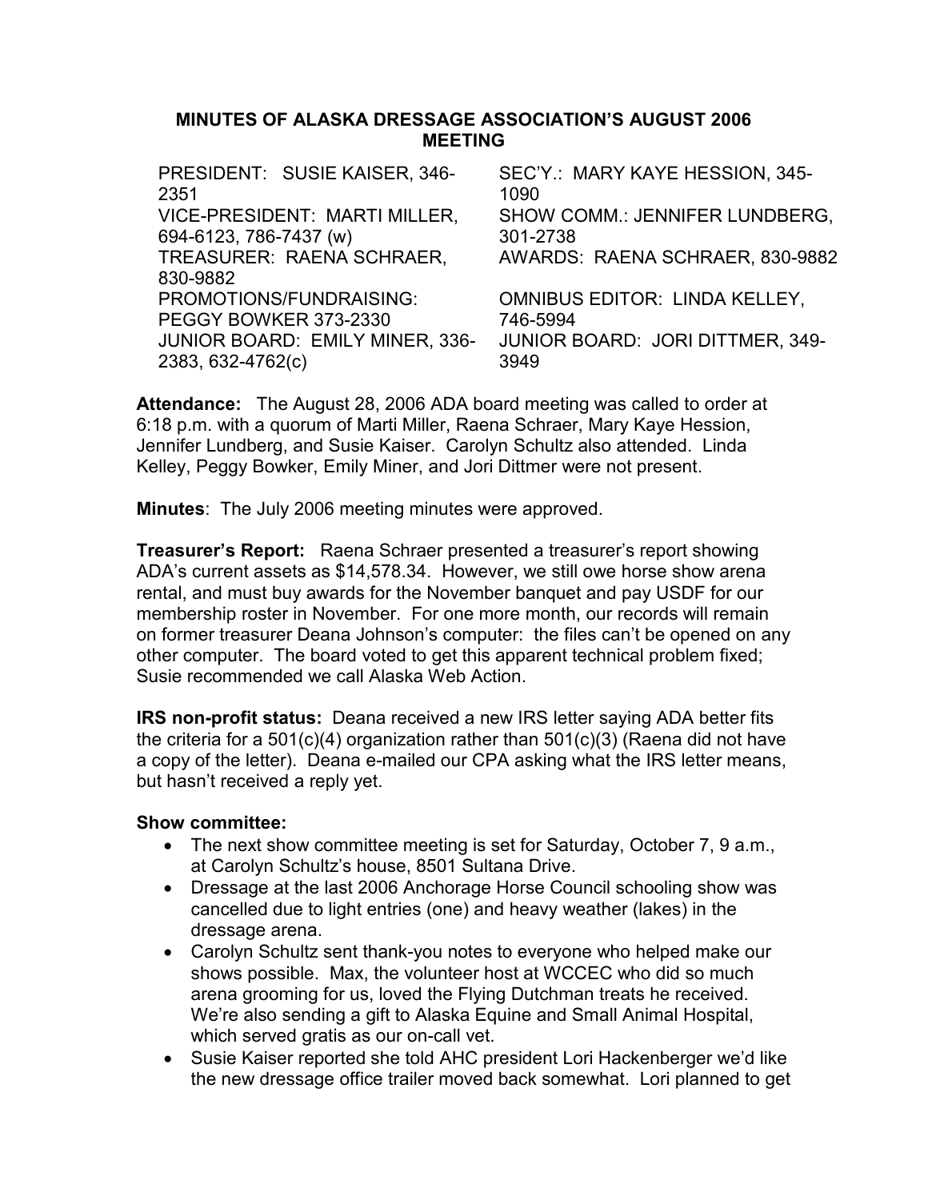# MINUTES OF ALASKA DRESSAGE ASSOCIATION'S AUGUST 2006 MEETING

PRESIDENT: SUSIE KAISER, 346-2351
VICE-PRESIDENT: MARTI MILLER, 694-6123, 786-7437 (w)
TREASURER: RAENA SCHRAER, 830-9882
PROMOTIONS/FUNDRAISING: PEGGY BOWKER 373-2330
JUNIOR BOARD: EMILY MINER, 336-2383, 632-4762(c)
SEC'Y.: MARY KAYE HESSION, 345-1090
SHOW COMM.: JENNIFER LUNDBERG, 301-2738
AWARDS: RAENA SCHRAER, 830-9882
OMNIBUS EDITOR: LINDA KELLEY, 746-5994
JUNIOR BOARD: JORI DITTMER, 349-3949

**Attendance:** The August 28, 2006 ADA board meeting was called to order at 6:18 p.m. with a quorum of Marti Miller, Raena Schraer, Mary Kaye Hession, Jennifer Lundberg, and Susie Kaiser. Carolyn Schultz also attended. Linda Kelley, Peggy Bowker, Emily Miner, and Jori Dittmer were not present.

**Minutes**: The July 2006 meeting minutes were approved.

**Treasurer's Report:** Raena Schraer presented a treasurer's report showing ADA's current assets as $14,578.34. However, we still owe horse show arena rental, and must buy awards for the November banquet and pay USDF for our membership roster in November. For one more month, our records will remain on former treasurer Deana Johnson's computer: the files can't be opened on any other computer. The board voted to get this apparent technical problem fixed; Susie recommended we call Alaska Web Action.

**IRS non-profit status:** Deana received a new IRS letter saying ADA better fits the criteria for a 501(c)(4) organization rather than 501(c)(3) (Raena did not have a copy of the letter). Deana e-mailed our CPA asking what the IRS letter means, but hasn't received a reply yet.

**Show committee:**

- The next show committee meeting is set for Saturday, October 7, 9 a.m., at Carolyn Schultz's house, 8501 Sultana Drive.
- Dressage at the last 2006 Anchorage Horse Council schooling show was cancelled due to light entries (one) and heavy weather (lakes) in the dressage arena.
- Carolyn Schultz sent thank-you notes to everyone who helped make our shows possible. Max, the volunteer host at WCCEC who did so much arena grooming for us, loved the Flying Dutchman treats he received. We're also sending a gift to Alaska Equine and Small Animal Hospital, which served gratis as our on-call vet.
- Susie Kaiser reported she told AHC president Lori Hackenberger we'd like the new dressage office trailer moved back somewhat. Lori planned to get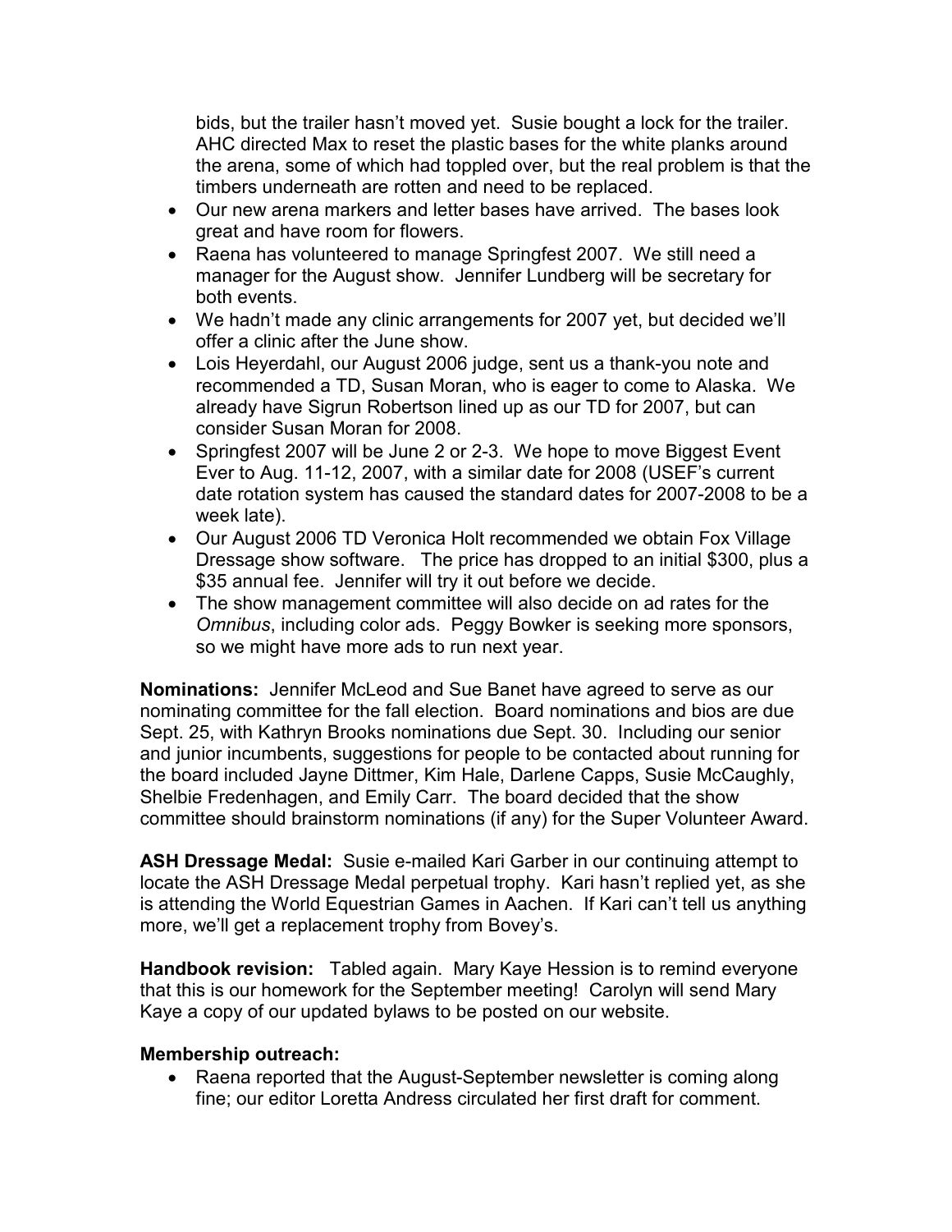bids, but the trailer hasn't moved yet. Susie bought a lock for the trailer. AHC directed Max to reset the plastic bases for the white planks around the arena, some of which had toppled over, but the real problem is that the timbers underneath are rotten and need to be replaced.

- Our new arena markers and letter bases have arrived. The bases look great and have room for flowers.
- Raena has volunteered to manage Springfest 2007. We still need a manager for the August show. Jennifer Lundberg will be secretary for both events.
- We hadn't made any clinic arrangements for 2007 yet, but decided we'll offer a clinic after the June show.
- Lois Heyerdahl, our August 2006 judge, sent us a thank-you note and recommended a TD, Susan Moran, who is eager to come to Alaska. We already have Sigrun Robertson lined up as our TD for 2007, but can consider Susan Moran for 2008.
- Springfest 2007 will be June 2 or 2-3. We hope to move Biggest Event Ever to Aug. 11-12, 2007, with a similar date for 2008 (USEF's current date rotation system has caused the standard dates for 2007-2008 to be a week late).
- Our August 2006 TD Veronica Holt recommended we obtain Fox Village Dressage show software. The price has dropped to an initial $300, plus a $35 annual fee. Jennifer will try it out before we decide.
- The show management committee will also decide on ad rates for the *Omnibus*, including color ads. Peggy Bowker is seeking more sponsors, so we might have more ads to run next year.

**Nominations:** Jennifer McLeod and Sue Banet have agreed to serve as our nominating committee for the fall election. Board nominations and bios are due Sept. 25, with Kathryn Brooks nominations due Sept. 30. Including our senior and junior incumbents, suggestions for people to be contacted about running for the board included Jayne Dittmer, Kim Hale, Darlene Capps, Susie McCaughly, Shelbie Fredenhagen, and Emily Carr. The board decided that the show committee should brainstorm nominations (if any) for the Super Volunteer Award.

**ASH Dressage Medal:** Susie e-mailed Kari Garber in our continuing attempt to locate the ASH Dressage Medal perpetual trophy. Kari hasn't replied yet, as she is attending the World Equestrian Games in Aachen. If Kari can't tell us anything more, we'll get a replacement trophy from Bovey's.

**Handbook revision:** Tabled again. Mary Kaye Hession is to remind everyone that this is our homework for the September meeting! Carolyn will send Mary Kaye a copy of our updated bylaws to be posted on our website.

**Membership outreach:**

- Raena reported that the August-September newsletter is coming along fine; our editor Loretta Andress circulated her first draft for comment.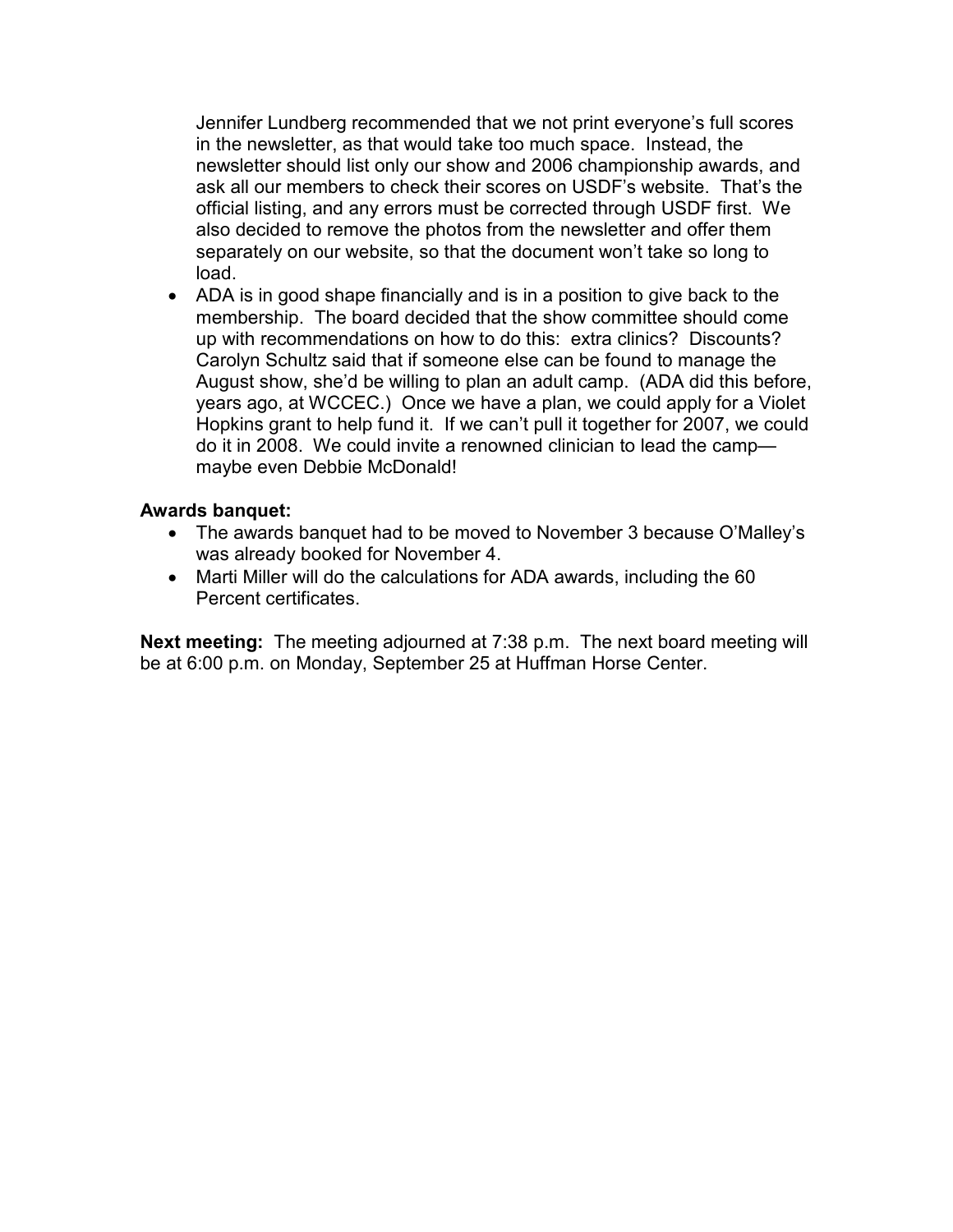Jennifer Lundberg recommended that we not print everyone's full scores in the newsletter, as that would take too much space. Instead, the newsletter should list only our show and 2006 championship awards, and ask all our members to check their scores on USDF's website. That's the official listing, and any errors must be corrected through USDF first. We also decided to remove the photos from the newsletter and offer them separately on our website, so that the document won't take so long to load.

- ADA is in good shape financially and is in a position to give back to the membership. The board decided that the show committee should come up with recommendations on how to do this: extra clinics? Discounts? Carolyn Schultz said that if someone else can be found to manage the August show, she'd be willing to plan an adult camp. (ADA did this before, years ago, at WCCEC.) Once we have a plan, we could apply for a Violet Hopkins grant to help fund it. If we can't pull it together for 2007, we could do it in 2008. We could invite a renowned clinician to lead the camp—maybe even Debbie McDonald!

**Awards banquet:**

- The awards banquet had to be moved to November 3 because O'Malley's was already booked for November 4.
- Marti Miller will do the calculations for ADA awards, including the 60 Percent certificates.

**Next meeting:** The meeting adjourned at 7:38 p.m. The next board meeting will be at 6:00 p.m. on Monday, September 25 at Huffman Horse Center.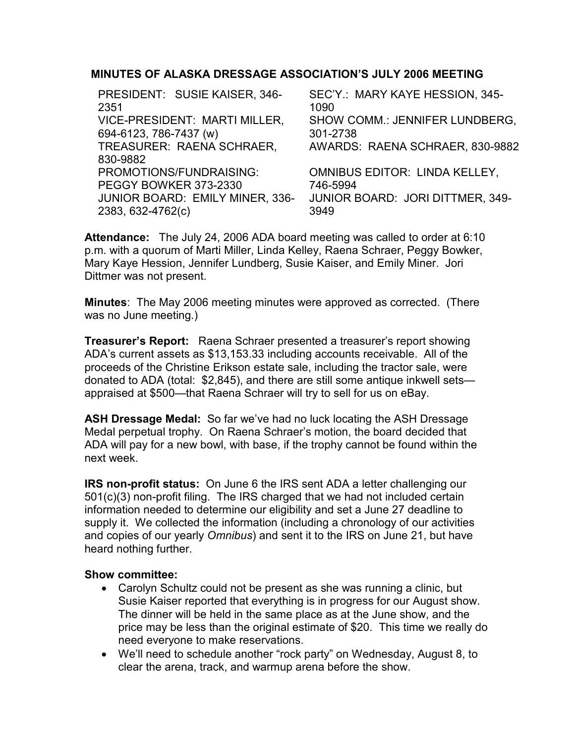# MINUTES OF ALASKA DRESSAGE ASSOCIATION'S JULY 2006 MEETING

| | |
|---|---|
| PRESIDENT: SUSIE KAISER, 346-2351 | SEC'Y.: MARY KAYE HESSION, 345-1090 |
| VICE-PRESIDENT: MARTI MILLER, 694-6123, 786-7437 (w) | SHOW COMM.: JENNIFER LUNDBERG, 301-2738 |
| TREASURER: RAENA SCHRAER, 830-9882 | AWARDS: RAENA SCHRAER, 830-9882 |
| PROMOTIONS/FUNDRAISING: PEGGY BOWKER 373-2330 | OMNIBUS EDITOR: LINDA KELLEY, 746-5994 |
| JUNIOR BOARD: EMILY MINER, 336-2383, 632-4762(c) | JUNIOR BOARD: JORI DITTMER, 349-3949 |

**Attendance:** The July 24, 2006 ADA board meeting was called to order at 6:10 p.m. with a quorum of Marti Miller, Linda Kelley, Raena Schraer, Peggy Bowker, Mary Kaye Hession, Jennifer Lundberg, Susie Kaiser, and Emily Miner. Jori Dittmer was not present.

**Minutes**: The May 2006 meeting minutes were approved as corrected. (There was no June meeting.)

**Treasurer's Report:** Raena Schraer presented a treasurer's report showing ADA's current assets as $13,153.33 including accounts receivable. All of the proceeds of the Christine Erikson estate sale, including the tractor sale, were donated to ADA (total: $2,845), and there are still some antique inkwell sets—appraised at $500—that Raena Schraer will try to sell for us on eBay.

**ASH Dressage Medal:** So far we've had no luck locating the ASH Dressage Medal perpetual trophy. On Raena Schraer's motion, the board decided that ADA will pay for a new bowl, with base, if the trophy cannot be found within the next week.

**IRS non-profit status:** On June 6 the IRS sent ADA a letter challenging our 501(c)(3) non-profit filing. The IRS charged that we had not included certain information needed to determine our eligibility and set a June 27 deadline to supply it. We collected the information (including a chronology of our activities and copies of our yearly *Omnibus*) and sent it to the IRS on June 21, but have heard nothing further.

**Show committee:**

- Carolyn Schultz could not be present as she was running a clinic, but Susie Kaiser reported that everything is in progress for our August show. The dinner will be held in the same place as at the June show, and the price may be less than the original estimate of $20. This time we really do need everyone to make reservations.
- We'll need to schedule another "rock party" on Wednesday, August 8, to clear the arena, track, and warmup arena before the show.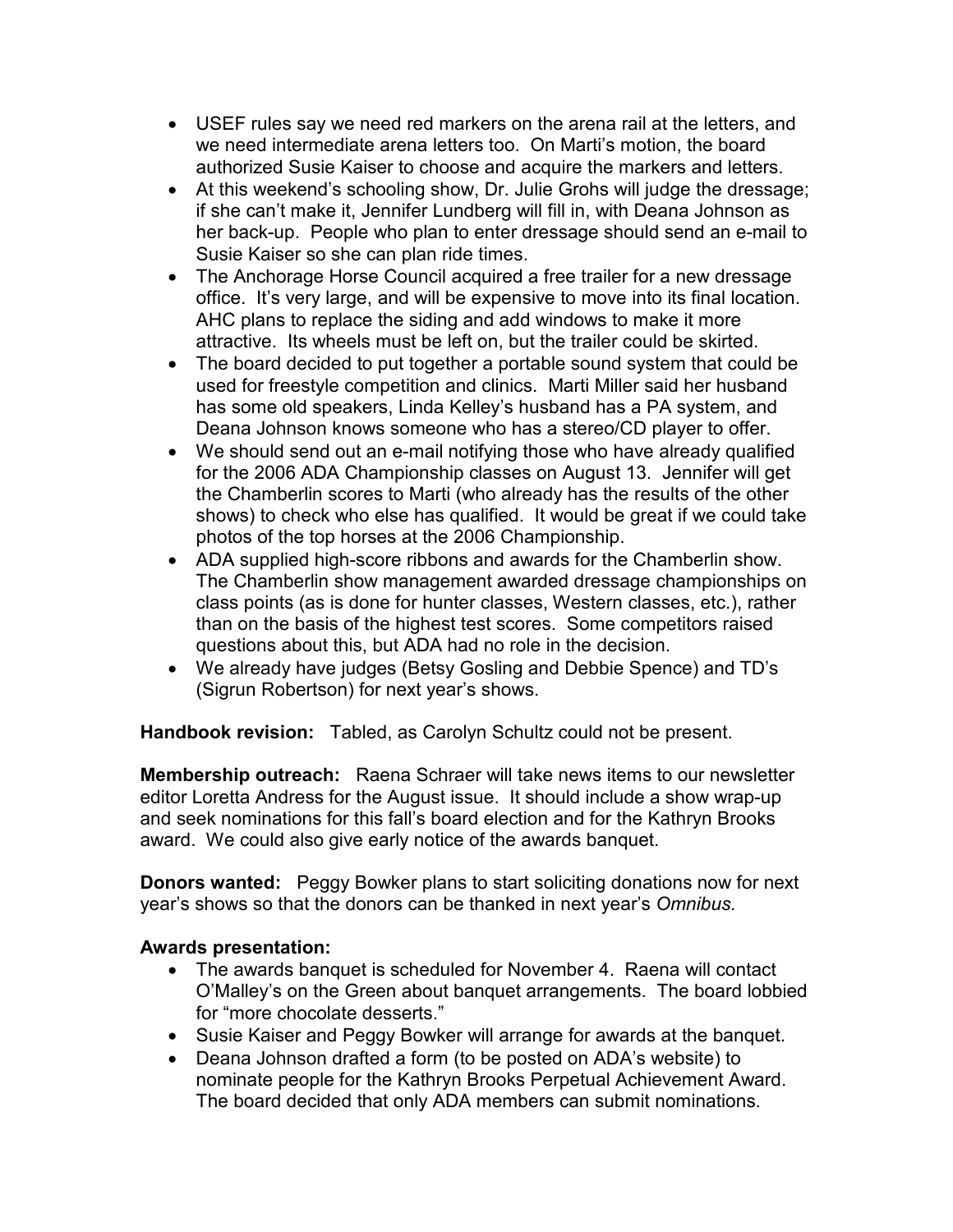- USEF rules say we need red markers on the arena rail at the letters, and we need intermediate arena letters too. On Marti's motion, the board authorized Susie Kaiser to choose and acquire the markers and letters.
- At this weekend's schooling show, Dr. Julie Grohs will judge the dressage; if she can't make it, Jennifer Lundberg will fill in, with Deana Johnson as her back-up. People who plan to enter dressage should send an e-mail to Susie Kaiser so she can plan ride times.
- The Anchorage Horse Council acquired a free trailer for a new dressage office. It's very large, and will be expensive to move into its final location. AHC plans to replace the siding and add windows to make it more attractive. Its wheels must be left on, but the trailer could be skirted.
- The board decided to put together a portable sound system that could be used for freestyle competition and clinics. Marti Miller said her husband has some old speakers, Linda Kelley's husband has a PA system, and Deana Johnson knows someone who has a stereo/CD player to offer.
- We should send out an e-mail notifying those who have already qualified for the 2006 ADA Championship classes on August 13. Jennifer will get the Chamberlin scores to Marti (who already has the results of the other shows) to check who else has qualified. It would be great if we could take photos of the top horses at the 2006 Championship.
- ADA supplied high-score ribbons and awards for the Chamberlin show. The Chamberlin show management awarded dressage championships on class points (as is done for hunter classes, Western classes, etc.), rather than on the basis of the highest test scores. Some competitors raised questions about this, but ADA had no role in the decision.
- We already have judges (Betsy Gosling and Debbie Spence) and TD's (Sigrun Robertson) for next year's shows.

**Handbook revision:** Tabled, as Carolyn Schultz could not be present.

**Membership outreach:** Raena Schraer will take news items to our newsletter editor Loretta Andress for the August issue. It should include a show wrap-up and seek nominations for this fall's board election and for the Kathryn Brooks award. We could also give early notice of the awards banquet.

**Donors wanted:** Peggy Bowker plans to start soliciting donations now for next year's shows so that the donors can be thanked in next year's *Omnibus.*

**Awards presentation:**

- The awards banquet is scheduled for November 4. Raena will contact O'Malley's on the Green about banquet arrangements. The board lobbied for "more chocolate desserts."
- Susie Kaiser and Peggy Bowker will arrange for awards at the banquet.
- Deana Johnson drafted a form (to be posted on ADA's website) to nominate people for the Kathryn Brooks Perpetual Achievement Award. The board decided that only ADA members can submit nominations.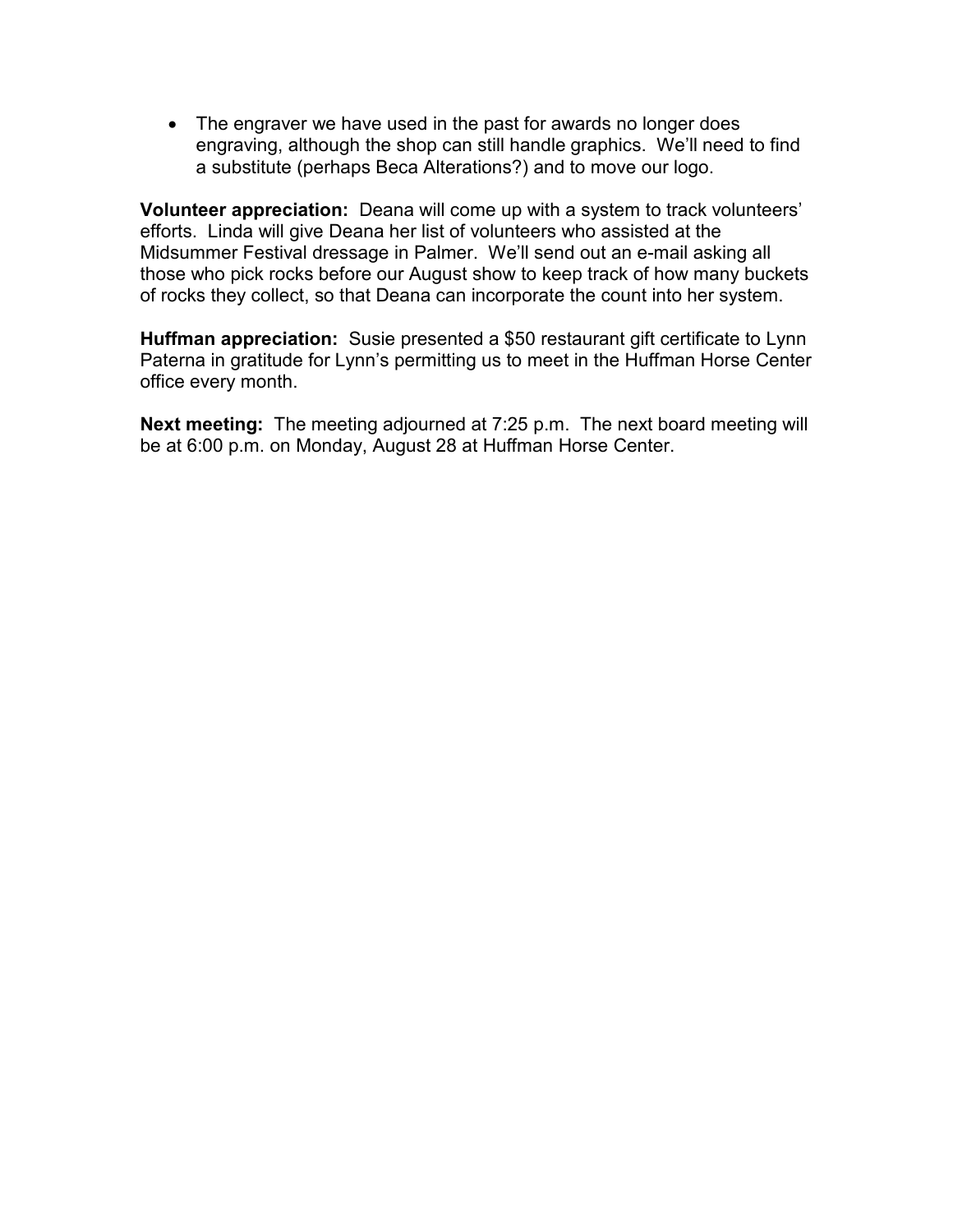- The engraver we have used in the past for awards no longer does engraving, although the shop can still handle graphics. We'll need to find a substitute (perhaps Beca Alterations?) and to move our logo.

**Volunteer appreciation:** Deana will come up with a system to track volunteers' efforts. Linda will give Deana her list of volunteers who assisted at the Midsummer Festival dressage in Palmer. We'll send out an e-mail asking all those who pick rocks before our August show to keep track of how many buckets of rocks they collect, so that Deana can incorporate the count into her system.

**Huffman appreciation:** Susie presented a $50 restaurant gift certificate to Lynn Paterna in gratitude for Lynn's permitting us to meet in the Huffman Horse Center office every month.

**Next meeting:** The meeting adjourned at 7:25 p.m. The next board meeting will be at 6:00 p.m. on Monday, August 28 at Huffman Horse Center.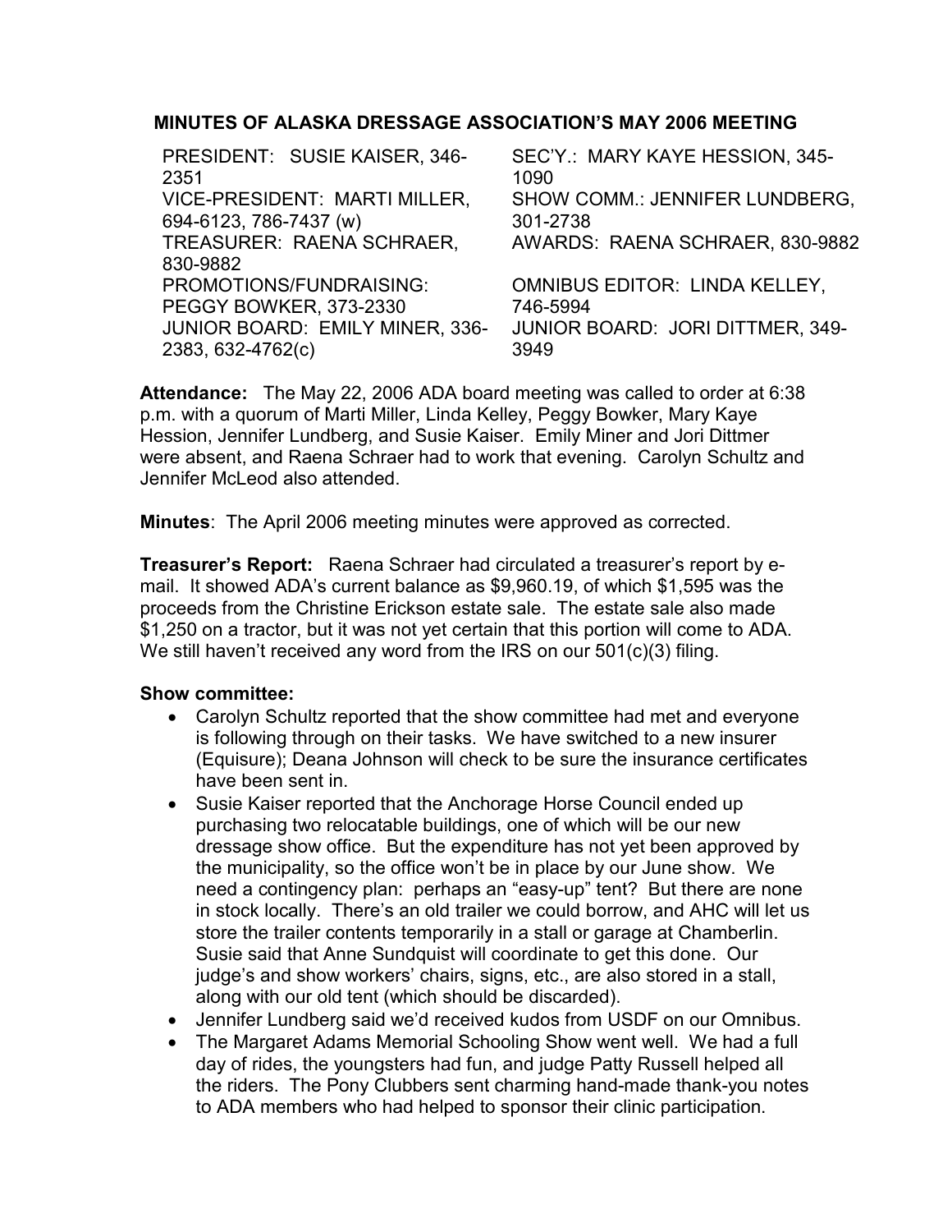## MINUTES OF ALASKA DRESSAGE ASSOCIATION'S MAY 2006 MEETING

| | |
|---|---|
| PRESIDENT: SUSIE KAISER, 346-2351 | SEC'Y.: MARY KAYE HESSION, 345-1090 |
| VICE-PRESIDENT: MARTI MILLER, 694-6123, 786-7437 (w) | SHOW COMM.: JENNIFER LUNDBERG, 301-2738 |
| TREASURER: RAENA SCHRAER, 830-9882 | AWARDS: RAENA SCHRAER, 830-9882 |
| PROMOTIONS/FUNDRAISING: PEGGY BOWKER, 373-2330 | OMNIBUS EDITOR: LINDA KELLEY, 746-5994 |
| JUNIOR BOARD: EMILY MINER, 336-2383, 632-4762(c) | JUNIOR BOARD: JORI DITTMER, 349-3949 |

**Attendance:** The May 22, 2006 ADA board meeting was called to order at 6:38 p.m. with a quorum of Marti Miller, Linda Kelley, Peggy Bowker, Mary Kaye Hession, Jennifer Lundberg, and Susie Kaiser. Emily Miner and Jori Dittmer were absent, and Raena Schraer had to work that evening. Carolyn Schultz and Jennifer McLeod also attended.

**Minutes**: The April 2006 meeting minutes were approved as corrected.

**Treasurer's Report:** Raena Schraer had circulated a treasurer's report by e-mail. It showed ADA's current balance as $9,960.19, of which $1,595 was the proceeds from the Christine Erickson estate sale. The estate sale also made $1,250 on a tractor, but it was not yet certain that this portion will come to ADA. We still haven't received any word from the IRS on our 501(c)(3) filing.

**Show committee:**

- Carolyn Schultz reported that the show committee had met and everyone is following through on their tasks. We have switched to a new insurer (Equisure); Deana Johnson will check to be sure the insurance certificates have been sent in.
- Susie Kaiser reported that the Anchorage Horse Council ended up purchasing two relocatable buildings, one of which will be our new dressage show office. But the expenditure has not yet been approved by the municipality, so the office won't be in place by our June show. We need a contingency plan: perhaps an "easy-up" tent? But there are none in stock locally. There's an old trailer we could borrow, and AHC will let us store the trailer contents temporarily in a stall or garage at Chamberlin. Susie said that Anne Sundquist will coordinate to get this done. Our judge's and show workers' chairs, signs, etc., are also stored in a stall, along with our old tent (which should be discarded).
- Jennifer Lundberg said we'd received kudos from USDF on our Omnibus.
- The Margaret Adams Memorial Schooling Show went well. We had a full day of rides, the youngsters had fun, and judge Patty Russell helped all the riders. The Pony Clubbers sent charming hand-made thank-you notes to ADA members who had helped to sponsor their clinic participation.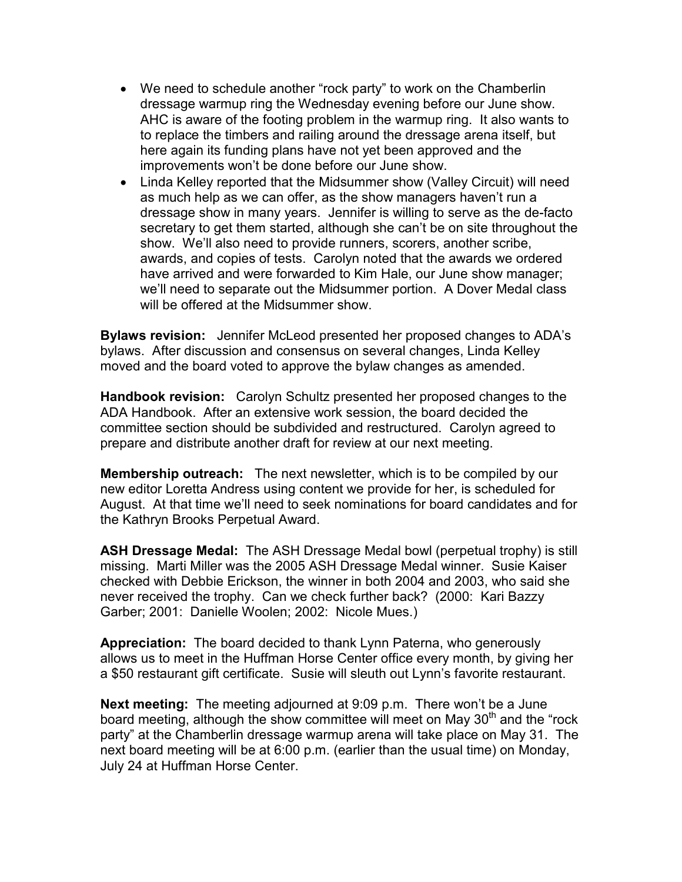- We need to schedule another "rock party" to work on the Chamberlin dressage warmup ring the Wednesday evening before our June show. AHC is aware of the footing problem in the warmup ring. It also wants to to replace the timbers and railing around the dressage arena itself, but here again its funding plans have not yet been approved and the improvements won't be done before our June show.
- Linda Kelley reported that the Midsummer show (Valley Circuit) will need as much help as we can offer, as the show managers haven't run a dressage show in many years. Jennifer is willing to serve as the de-facto secretary to get them started, although she can't be on site throughout the show. We'll also need to provide runners, scorers, another scribe, awards, and copies of tests. Carolyn noted that the awards we ordered have arrived and were forwarded to Kim Hale, our June show manager; we'll need to separate out the Midsummer portion. A Dover Medal class will be offered at the Midsummer show.

**Bylaws revision:** Jennifer McLeod presented her proposed changes to ADA's bylaws. After discussion and consensus on several changes, Linda Kelley moved and the board voted to approve the bylaw changes as amended.

**Handbook revision:** Carolyn Schultz presented her proposed changes to the ADA Handbook. After an extensive work session, the board decided the committee section should be subdivided and restructured. Carolyn agreed to prepare and distribute another draft for review at our next meeting.

**Membership outreach:** The next newsletter, which is to be compiled by our new editor Loretta Andress using content we provide for her, is scheduled for August. At that time we'll need to seek nominations for board candidates and for the Kathryn Brooks Perpetual Award.

**ASH Dressage Medal:** The ASH Dressage Medal bowl (perpetual trophy) is still missing. Marti Miller was the 2005 ASH Dressage Medal winner. Susie Kaiser checked with Debbie Erickson, the winner in both 2004 and 2003, who said she never received the trophy. Can we check further back? (2000: Kari Bazzy Garber; 2001: Danielle Woolen; 2002: Nicole Mues.)

**Appreciation:** The board decided to thank Lynn Paterna, who generously allows us to meet in the Huffman Horse Center office every month, by giving her a $50 restaurant gift certificate. Susie will sleuth out Lynn's favorite restaurant.

**Next meeting:** The meeting adjourned at 9:09 p.m. There won't be a June board meeting, although the show committee will meet on May 30th and the "rock party" at the Chamberlin dressage warmup arena will take place on May 31. The next board meeting will be at 6:00 p.m. (earlier than the usual time) on Monday, July 24 at Huffman Horse Center.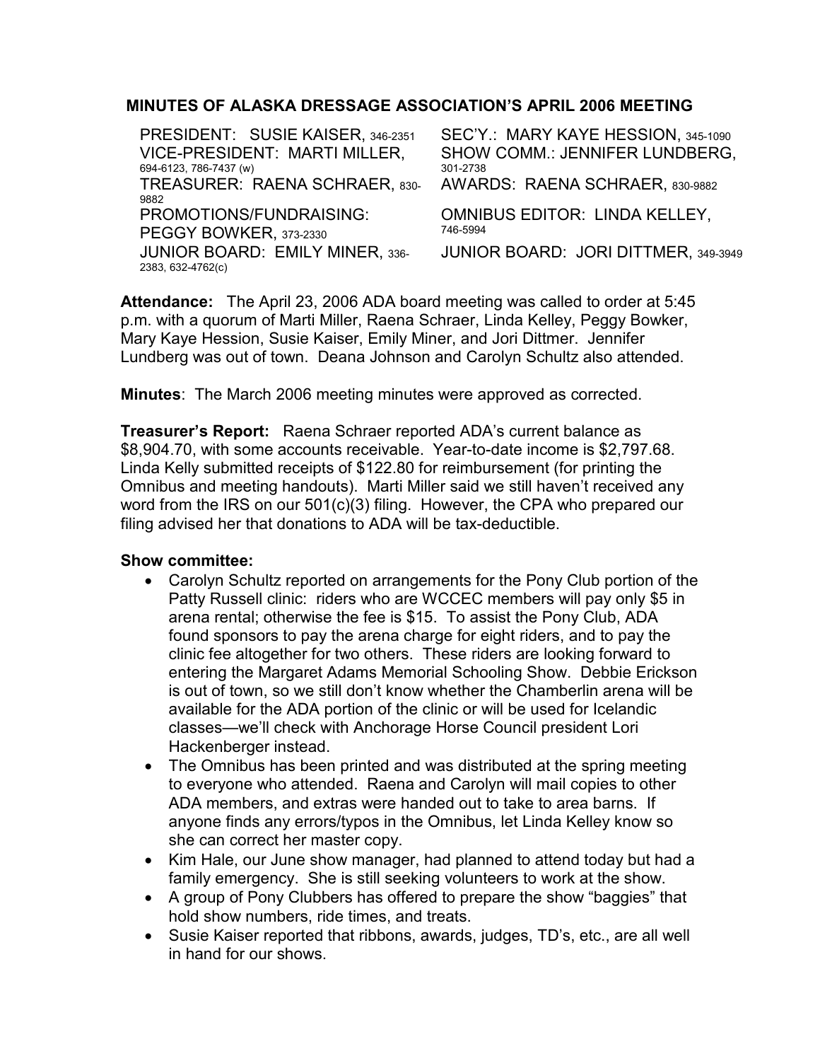## MINUTES OF ALASKA DRESSAGE ASSOCIATION'S APRIL 2006 MEETING

| | |
|---|---|
| PRESIDENT: SUSIE KAISER, 346-2351 | SEC'Y.: MARY KAYE HESSION, 345-1090 |
| VICE-PRESIDENT: MARTI MILLER, 694-6123, 786-7437 (w) | SHOW COMM.: JENNIFER LUNDBERG, 301-2738 |
| TREASURER: RAENA SCHRAER, 830-9882 | AWARDS: RAENA SCHRAER, 830-9882 |
| PROMOTIONS/FUNDRAISING: PEGGY BOWKER, 373-2330 | OMNIBUS EDITOR: LINDA KELLEY, 746-5994 |
| JUNIOR BOARD: EMILY MINER, 336-2383, 632-4762(c) | JUNIOR BOARD: JORI DITTMER, 349-3949 |

**Attendance:** The April 23, 2006 ADA board meeting was called to order at 5:45 p.m. with a quorum of Marti Miller, Raena Schraer, Linda Kelley, Peggy Bowker, Mary Kaye Hession, Susie Kaiser, Emily Miner, and Jori Dittmer. Jennifer Lundberg was out of town. Deana Johnson and Carolyn Schultz also attended.

**Minutes**: The March 2006 meeting minutes were approved as corrected.

**Treasurer's Report:** Raena Schraer reported ADA's current balance as $8,904.70, with some accounts receivable. Year-to-date income is $2,797.68. Linda Kelly submitted receipts of $122.80 for reimbursement (for printing the Omnibus and meeting handouts). Marti Miller said we still haven't received any word from the IRS on our 501(c)(3) filing. However, the CPA who prepared our filing advised her that donations to ADA will be tax-deductible.

**Show committee:**

- Carolyn Schultz reported on arrangements for the Pony Club portion of the Patty Russell clinic: riders who are WCCEC members will pay only $5 in arena rental; otherwise the fee is $15. To assist the Pony Club, ADA found sponsors to pay the arena charge for eight riders, and to pay the clinic fee altogether for two others. These riders are looking forward to entering the Margaret Adams Memorial Schooling Show. Debbie Erickson is out of town, so we still don't know whether the Chamberlin arena will be available for the ADA portion of the clinic or will be used for Icelandic classes—we'll check with Anchorage Horse Council president Lori Hackenberger instead.
- The Omnibus has been printed and was distributed at the spring meeting to everyone who attended. Raena and Carolyn will mail copies to other ADA members, and extras were handed out to take to area barns. If anyone finds any errors/typos in the Omnibus, let Linda Kelley know so she can correct her master copy.
- Kim Hale, our June show manager, had planned to attend today but had a family emergency. She is still seeking volunteers to work at the show.
- A group of Pony Clubbers has offered to prepare the show "baggies" that hold show numbers, ride times, and treats.
- Susie Kaiser reported that ribbons, awards, judges, TD's, etc., are all well in hand for our shows.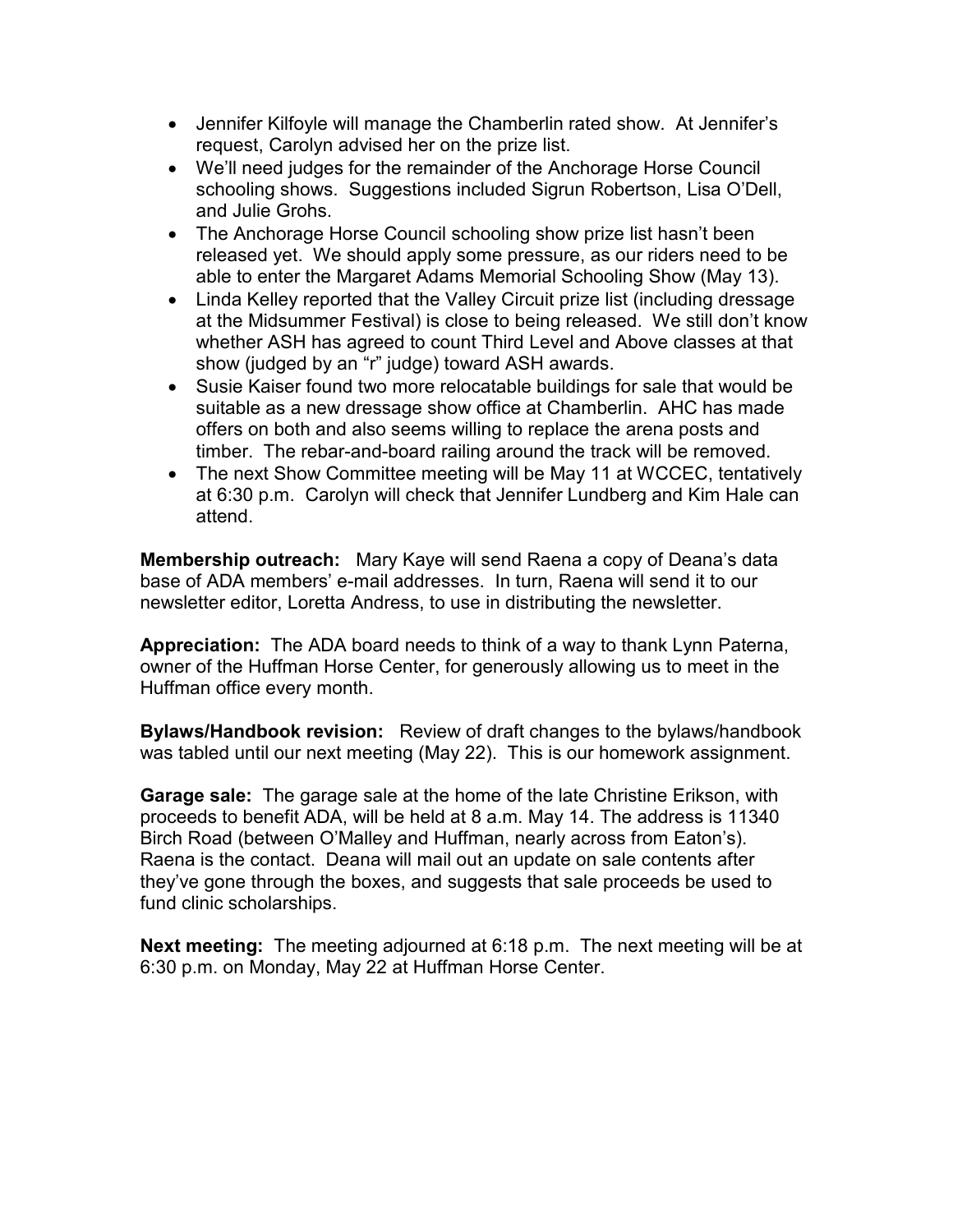- Jennifer Kilfoyle will manage the Chamberlin rated show. At Jennifer's request, Carolyn advised her on the prize list.
- We'll need judges for the remainder of the Anchorage Horse Council schooling shows. Suggestions included Sigrun Robertson, Lisa O'Dell, and Julie Grohs.
- The Anchorage Horse Council schooling show prize list hasn't been released yet. We should apply some pressure, as our riders need to be able to enter the Margaret Adams Memorial Schooling Show (May 13).
- Linda Kelley reported that the Valley Circuit prize list (including dressage at the Midsummer Festival) is close to being released. We still don't know whether ASH has agreed to count Third Level and Above classes at that show (judged by an "r" judge) toward ASH awards.
- Susie Kaiser found two more relocatable buildings for sale that would be suitable as a new dressage show office at Chamberlin. AHC has made offers on both and also seems willing to replace the arena posts and timber. The rebar-and-board railing around the track will be removed.
- The next Show Committee meeting will be May 11 at WCCEC, tentatively at 6:30 p.m. Carolyn will check that Jennifer Lundberg and Kim Hale can attend.

**Membership outreach:** Mary Kaye will send Raena a copy of Deana's data base of ADA members' e-mail addresses. In turn, Raena will send it to our newsletter editor, Loretta Andress, to use in distributing the newsletter.

**Appreciation:** The ADA board needs to think of a way to thank Lynn Paterna, owner of the Huffman Horse Center, for generously allowing us to meet in the Huffman office every month.

**Bylaws/Handbook revision:** Review of draft changes to the bylaws/handbook was tabled until our next meeting (May 22). This is our homework assignment.

**Garage sale:** The garage sale at the home of the late Christine Erikson, with proceeds to benefit ADA, will be held at 8 a.m. May 14. The address is 11340 Birch Road (between O'Malley and Huffman, nearly across from Eaton's). Raena is the contact. Deana will mail out an update on sale contents after they've gone through the boxes, and suggests that sale proceeds be used to fund clinic scholarships.

**Next meeting:** The meeting adjourned at 6:18 p.m. The next meeting will be at 6:30 p.m. on Monday, May 22 at Huffman Horse Center.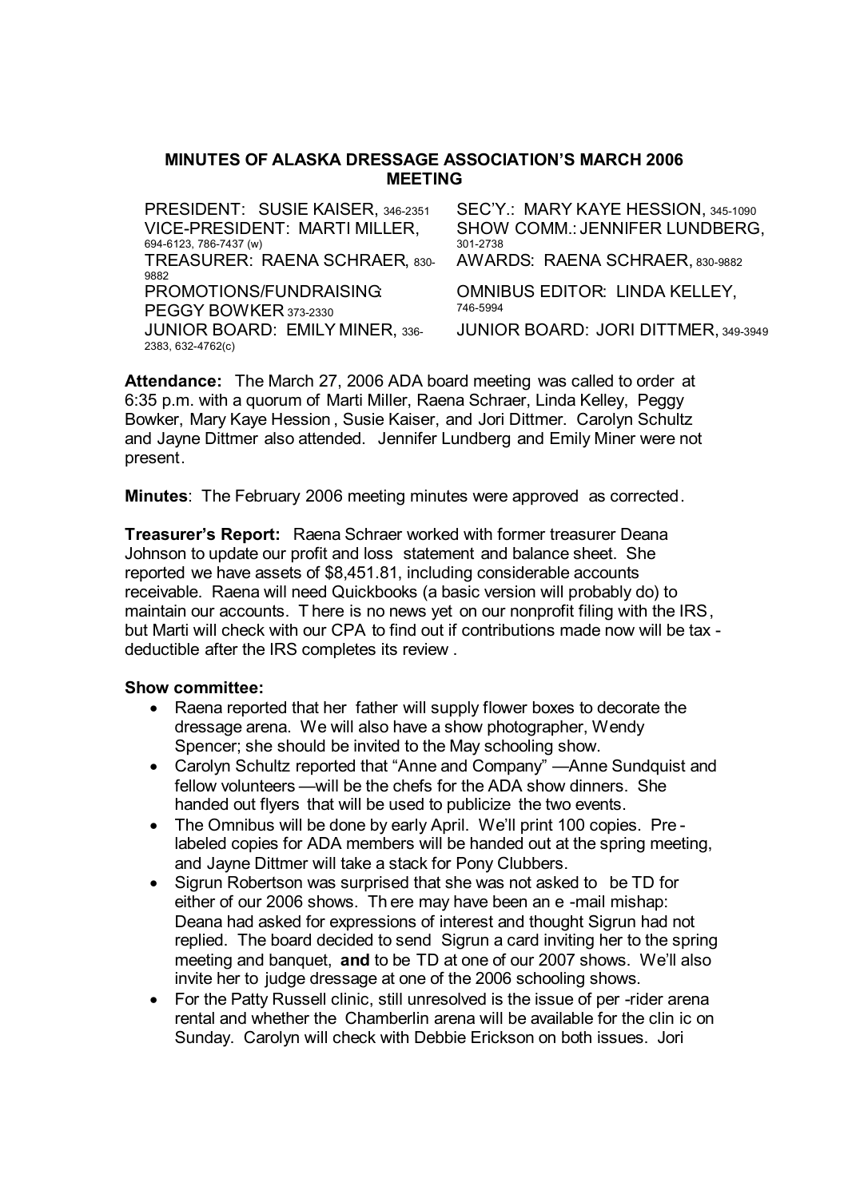## MINUTES OF ALASKA DRESSAGE ASSOCIATION'S MARCH 2006 MEETING

PRESIDENT: SUSIE KAISER, 346-2351
VICE-PRESIDENT: MARTI MILLER, 694-6123, 786-7437 (w)
TREASURER: RAENA SCHRAER, 830-9882
PROMOTIONS/FUNDRAISING: PEGGY BOWKER 373-2330
JUNIOR BOARD: EMILY MINER, 336-2383, 632-4762(c)
SEC'Y.: MARY KAYE HESSION, 345-1090
SHOW COMM.: JENNIFER LUNDBERG, 301-2738
AWARDS: RAENA SCHRAER, 830-9882
OMNIBUS EDITOR: LINDA KELLEY, 746-5994
JUNIOR BOARD: JORI DITTMER, 349-3949

**Attendance:** The March 27, 2006 ADA board meeting was called to order at 6:35 p.m. with a quorum of Marti Miller, Raena Schraer, Linda Kelley, Peggy Bowker, Mary Kaye Hession, Susie Kaiser, and Jori Dittmer. Carolyn Schultz and Jayne Dittmer also attended. Jennifer Lundberg and Emily Miner were not present.

**Minutes**: The February 2006 meeting minutes were approved as corrected.

**Treasurer's Report:** Raena Schraer worked with former treasurer Deana Johnson to update our profit and loss statement and balance sheet. She reported we have assets of $8,451.81, including considerable accounts receivable. Raena will need Quickbooks (a basic version will probably do) to maintain our accounts. There is no news yet on our nonprofit filing with the IRS, but Marti will check with our CPA to find out if contributions made now will be tax-deductible after the IRS completes its review.

**Show committee:**

- Raena reported that her father will supply flower boxes to decorate the dressage arena. We will also have a show photographer, Wendy Spencer; she should be invited to the May schooling show.
- Carolyn Schultz reported that "Anne and Company" —Anne Sundquist and fellow volunteers —will be the chefs for the ADA show dinners. She handed out flyers that will be used to publicize the two events.
- The Omnibus will be done by early April. We'll print 100 copies. Pre-labeled copies for ADA members will be handed out at the spring meeting, and Jayne Dittmer will take a stack for Pony Clubbers.
- Sigrun Robertson was surprised that she was not asked to be TD for either of our 2006 shows. There may have been an e-mail mishap: Deana had asked for expressions of interest and thought Sigrun had not replied. The board decided to send Sigrun a card inviting her to the spring meeting and banquet, **and** to be TD at one of our 2007 shows. We'll also invite her to judge dressage at one of the 2006 schooling shows.
- For the Patty Russell clinic, still unresolved is the issue of per-rider arena rental and whether the Chamberlin arena will be available for the clinic on Sunday. Carolyn will check with Debbie Erickson on both issues. Jori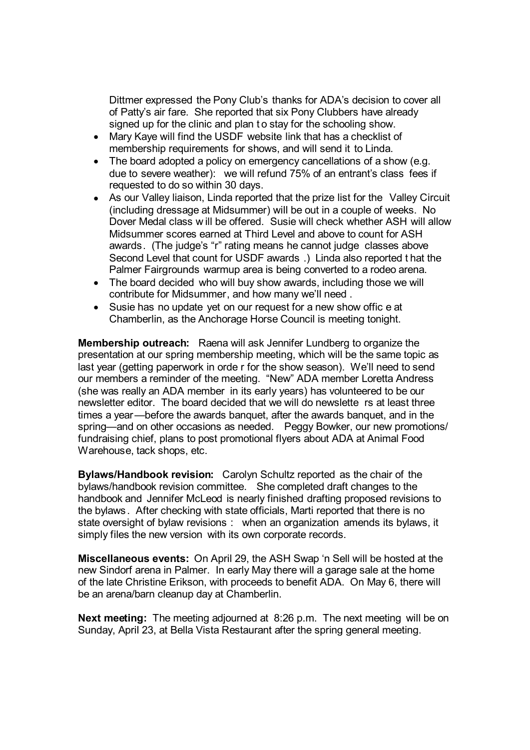Dittmer expressed the Pony Club's thanks for ADA's decision to cover all of Patty's air fare. She reported that six Pony Clubbers have already signed up for the clinic and plan to stay for the schooling show.

- Mary Kaye will find the USDF website link that has a checklist of membership requirements for shows, and will send it to Linda.
- The board adopted a policy on emergency cancellations of a show (e.g. due to severe weather): we will refund 75% of an entrant's class fees if requested to do so within 30 days.
- As our Valley liaison, Linda reported that the prize list for the Valley Circuit (including dressage at Midsummer) will be out in a couple of weeks. No Dover Medal class will be offered. Susie will check whether ASH will allow Midsummer scores earned at Third Level and above to count for ASH awards. (The judge's "r" rating means he cannot judge classes above Second Level that count for USDF awards.) Linda also reported that the Palmer Fairgrounds warmup area is being converted to a rodeo arena.
- The board decided who will buy show awards, including those we will contribute for Midsummer, and how many we'll need.
- Susie has no update yet on our request for a new show office at Chamberlin, as the Anchorage Horse Council is meeting tonight.

**Membership outreach:** Raena will ask Jennifer Lundberg to organize the presentation at our spring membership meeting, which will be the same topic as last year (getting paperwork in order for the show season). We'll need to send our members a reminder of the meeting. "New" ADA member Loretta Andress (she was really an ADA member in its early years) has volunteered to be our newsletter editor. The board decided that we will do newsletters at least three times a year—before the awards banquet, after the awards banquet, and in the spring—and on other occasions as needed. Peggy Bowker, our new promotions/ fundraising chief, plans to post promotional flyers about ADA at Animal Food Warehouse, tack shops, etc.

**Bylaws/Handbook revision:** Carolyn Schultz reported as the chair of the bylaws/handbook revision committee. She completed draft changes to the handbook and Jennifer McLeod is nearly finished drafting proposed revisions to the bylaws. After checking with state officials, Marti reported that there is no state oversight of bylaw revisions: when an organization amends its bylaws, it simply files the new version with its own corporate records.

**Miscellaneous events:** On April 29, the ASH Swap 'n Sell will be hosted at the new Sindorf arena in Palmer. In early May there will a garage sale at the home of the late Christine Erikson, with proceeds to benefit ADA. On May 6, there will be an arena/barn cleanup day at Chamberlin.

**Next meeting:** The meeting adjourned at 8:26 p.m. The next meeting will be on Sunday, April 23, at Bella Vista Restaurant after the spring general meeting.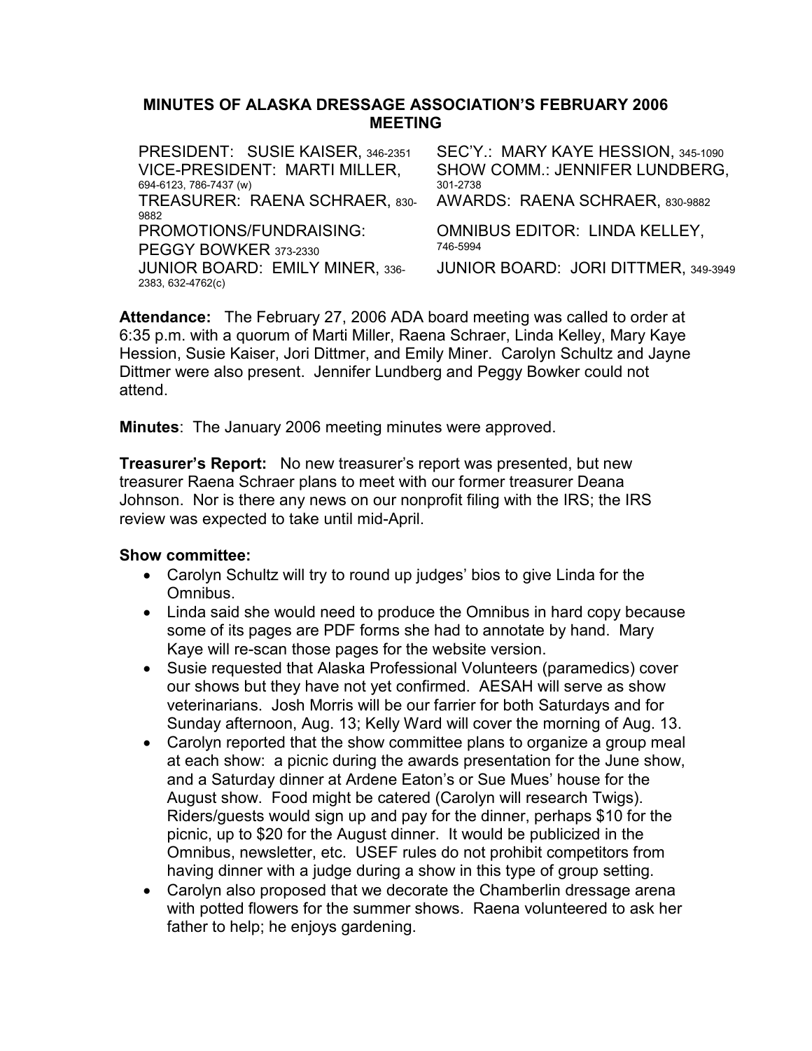# MINUTES OF ALASKA DRESSAGE ASSOCIATION'S FEBRUARY 2006 MEETING

| | |
|---|---|
| PRESIDENT: SUSIE KAISER, 346-2351 | SEC'Y.: MARY KAYE HESSION, 345-1090 |
| VICE-PRESIDENT: MARTI MILLER, 694-6123, 786-7437 (w) | SHOW COMM.: JENNIFER LUNDBERG, 301-2738 |
| TREASURER: RAENA SCHRAER, 830-9882 | AWARDS: RAENA SCHRAER, 830-9882 |
| PROMOTIONS/FUNDRAISING: PEGGY BOWKER 373-2330 | OMNIBUS EDITOR: LINDA KELLEY, 746-5994 |
| JUNIOR BOARD: EMILY MINER, 336-2383, 632-4762(c) | JUNIOR BOARD: JORI DITTMER, 349-3949 |

**Attendance:** The February 27, 2006 ADA board meeting was called to order at 6:35 p.m. with a quorum of Marti Miller, Raena Schraer, Linda Kelley, Mary Kaye Hession, Susie Kaiser, Jori Dittmer, and Emily Miner. Carolyn Schultz and Jayne Dittmer were also present. Jennifer Lundberg and Peggy Bowker could not attend.

**Minutes**: The January 2006 meeting minutes were approved.

**Treasurer's Report:** No new treasurer's report was presented, but new treasurer Raena Schraer plans to meet with our former treasurer Deana Johnson. Nor is there any news on our nonprofit filing with the IRS; the IRS review was expected to take until mid-April.

**Show committee:**

- Carolyn Schultz will try to round up judges' bios to give Linda for the Omnibus.
- Linda said she would need to produce the Omnibus in hard copy because some of its pages are PDF forms she had to annotate by hand. Mary Kaye will re-scan those pages for the website version.
- Susie requested that Alaska Professional Volunteers (paramedics) cover our shows but they have not yet confirmed. AESAH will serve as show veterinarians. Josh Morris will be our farrier for both Saturdays and for Sunday afternoon, Aug. 13; Kelly Ward will cover the morning of Aug. 13.
- Carolyn reported that the show committee plans to organize a group meal at each show: a picnic during the awards presentation for the June show, and a Saturday dinner at Ardene Eaton's or Sue Mues' house for the August show. Food might be catered (Carolyn will research Twigs). Riders/guests would sign up and pay for the dinner, perhaps $10 for the picnic, up to $20 for the August dinner. It would be publicized in the Omnibus, newsletter, etc. USEF rules do not prohibit competitors from having dinner with a judge during a show in this type of group setting.
- Carolyn also proposed that we decorate the Chamberlin dressage arena with potted flowers for the summer shows. Raena volunteered to ask her father to help; he enjoys gardening.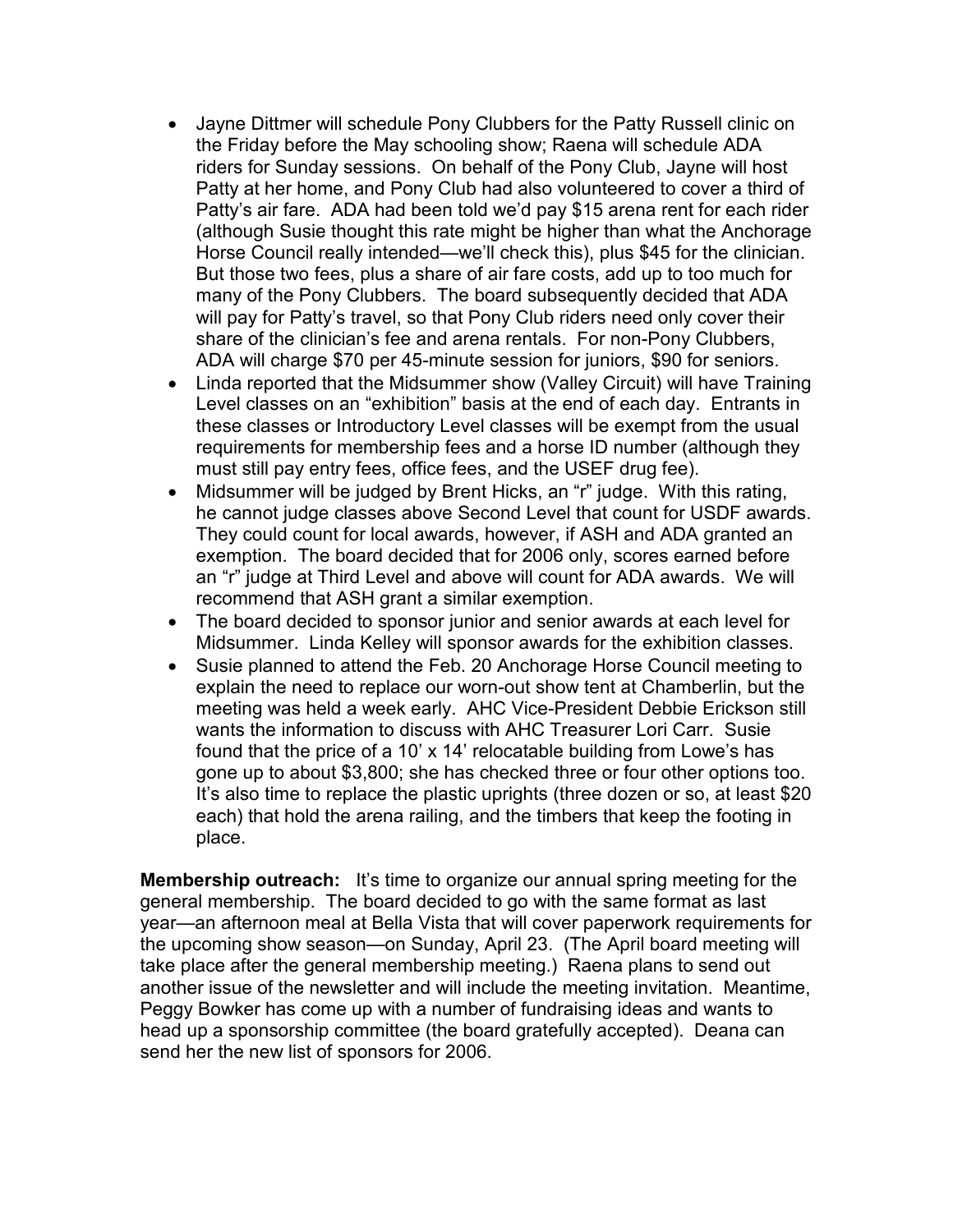- Jayne Dittmer will schedule Pony Clubbers for the Patty Russell clinic on the Friday before the May schooling show; Raena will schedule ADA riders for Sunday sessions. On behalf of the Pony Club, Jayne will host Patty at her home, and Pony Club had also volunteered to cover a third of Patty's air fare. ADA had been told we'd pay $15 arena rent for each rider (although Susie thought this rate might be higher than what the Anchorage Horse Council really intended—we'll check this), plus $45 for the clinician. But those two fees, plus a share of air fare costs, add up to too much for many of the Pony Clubbers. The board subsequently decided that ADA will pay for Patty's travel, so that Pony Club riders need only cover their share of the clinician's fee and arena rentals. For non-Pony Clubbers, ADA will charge $70 per 45-minute session for juniors, $90 for seniors.
- Linda reported that the Midsummer show (Valley Circuit) will have Training Level classes on an "exhibition" basis at the end of each day. Entrants in these classes or Introductory Level classes will be exempt from the usual requirements for membership fees and a horse ID number (although they must still pay entry fees, office fees, and the USEF drug fee).
- Midsummer will be judged by Brent Hicks, an "r" judge. With this rating, he cannot judge classes above Second Level that count for USDF awards. They could count for local awards, however, if ASH and ADA granted an exemption. The board decided that for 2006 only, scores earned before an "r" judge at Third Level and above will count for ADA awards. We will recommend that ASH grant a similar exemption.
- The board decided to sponsor junior and senior awards at each level for Midsummer. Linda Kelley will sponsor awards for the exhibition classes.
- Susie planned to attend the Feb. 20 Anchorage Horse Council meeting to explain the need to replace our worn-out show tent at Chamberlin, but the meeting was held a week early. AHC Vice-President Debbie Erickson still wants the information to discuss with AHC Treasurer Lori Carr. Susie found that the price of a 10' x 14' relocatable building from Lowe's has gone up to about $3,800; she has checked three or four other options too. It's also time to replace the plastic uprights (three dozen or so, at least $20 each) that hold the arena railing, and the timbers that keep the footing in place.

**Membership outreach:** It's time to organize our annual spring meeting for the general membership. The board decided to go with the same format as last year—an afternoon meal at Bella Vista that will cover paperwork requirements for the upcoming show season—on Sunday, April 23. (The April board meeting will take place after the general membership meeting.) Raena plans to send out another issue of the newsletter and will include the meeting invitation. Meantime, Peggy Bowker has come up with a number of fundraising ideas and wants to head up a sponsorship committee (the board gratefully accepted). Deana can send her the new list of sponsors for 2006.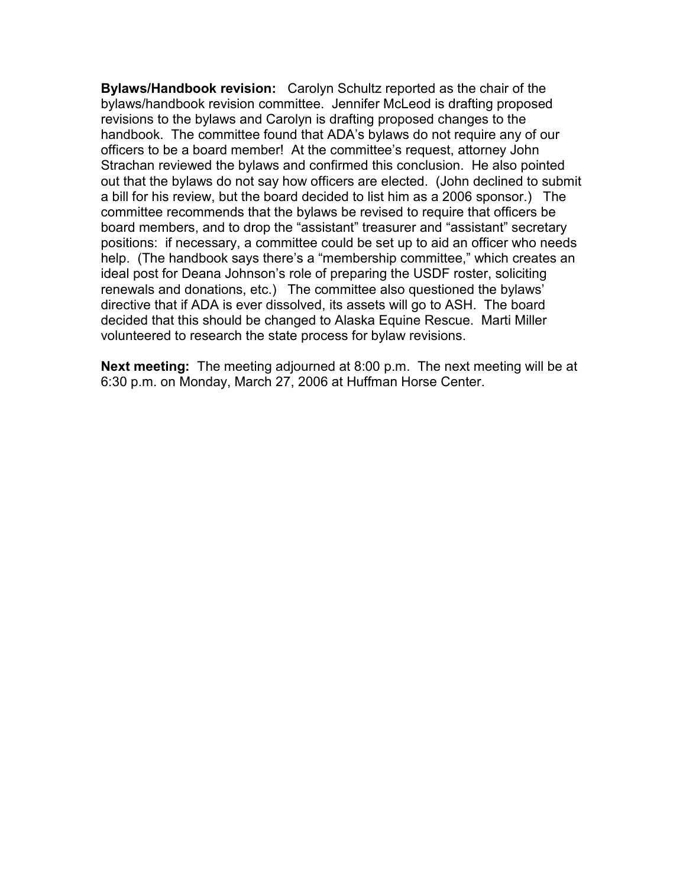**Bylaws/Handbook revision:** Carolyn Schultz reported as the chair of the bylaws/handbook revision committee. Jennifer McLeod is drafting proposed revisions to the bylaws and Carolyn is drafting proposed changes to the handbook. The committee found that ADA's bylaws do not require any of our officers to be a board member! At the committee's request, attorney John Strachan reviewed the bylaws and confirmed this conclusion. He also pointed out that the bylaws do not say how officers are elected. (John declined to submit a bill for his review, but the board decided to list him as a 2006 sponsor.) The committee recommends that the bylaws be revised to require that officers be board members, and to drop the "assistant" treasurer and "assistant" secretary positions: if necessary, a committee could be set up to aid an officer who needs help. (The handbook says there's a "membership committee," which creates an ideal post for Deana Johnson's role of preparing the USDF roster, soliciting renewals and donations, etc.) The committee also questioned the bylaws' directive that if ADA is ever dissolved, its assets will go to ASH. The board decided that this should be changed to Alaska Equine Rescue. Marti Miller volunteered to research the state process for bylaw revisions.

**Next meeting:** The meeting adjourned at 8:00 p.m. The next meeting will be at 6:30 p.m. on Monday, March 27, 2006 at Huffman Horse Center.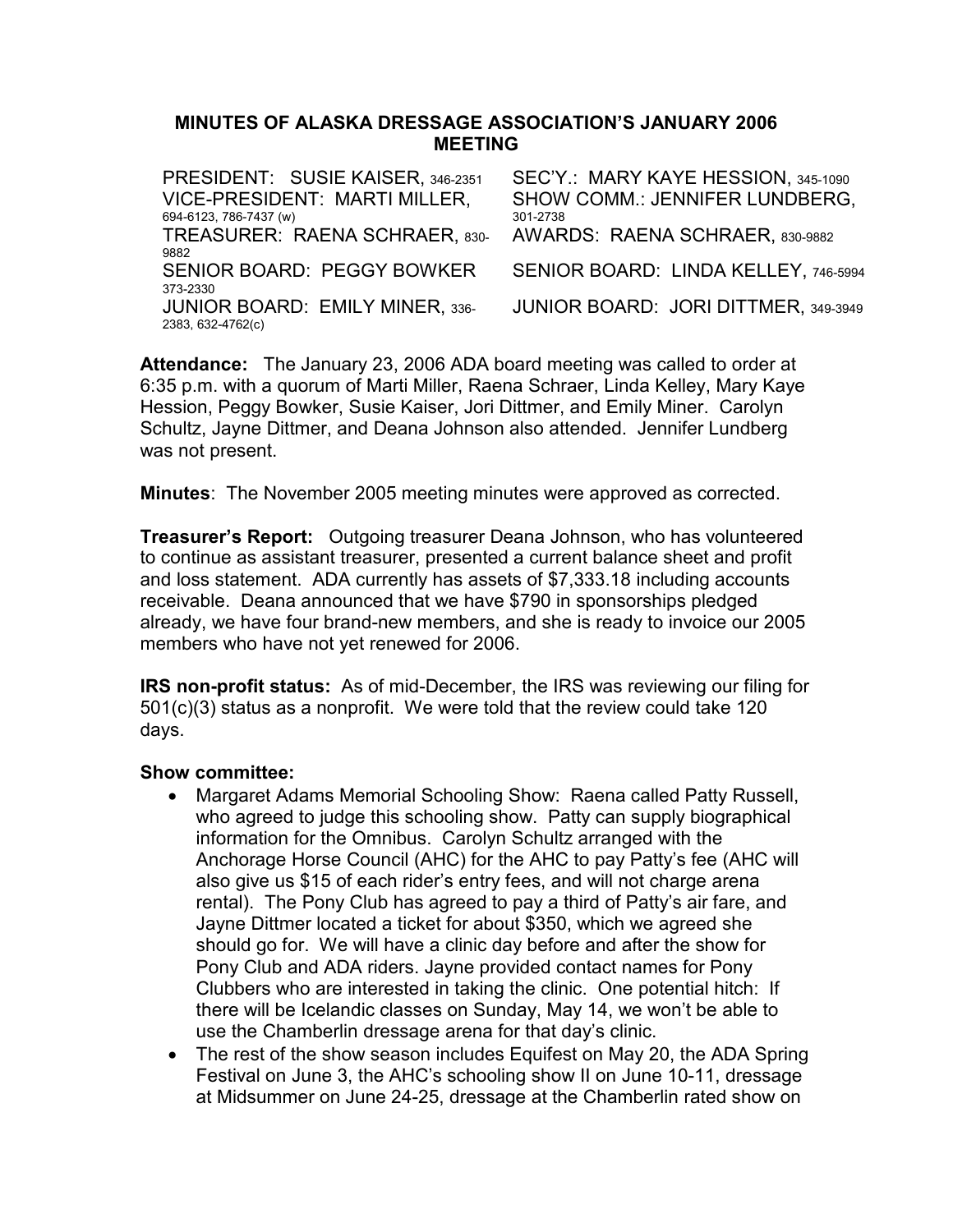## MINUTES OF ALASKA DRESSAGE ASSOCIATION'S JANUARY 2006 MEETING

| | |
|---|---|
| PRESIDENT: SUSIE KAISER, 346-2351 | SEC'Y.: MARY KAYE HESSION, 345-1090 |
| VICE-PRESIDENT: MARTI MILLER, 694-6123, 786-7437 (w) | SHOW COMM.: JENNIFER LUNDBERG, 301-2738 |
| TREASURER: RAENA SCHRAER, 830-9882 | AWARDS: RAENA SCHRAER, 830-9882 |
| SENIOR BOARD: PEGGY BOWKER 373-2330 | SENIOR BOARD: LINDA KELLEY, 746-5994 |
| JUNIOR BOARD: EMILY MINER, 336-2383, 632-4762(c) | JUNIOR BOARD: JORI DITTMER, 349-3949 |

**Attendance:** The January 23, 2006 ADA board meeting was called to order at 6:35 p.m. with a quorum of Marti Miller, Raena Schraer, Linda Kelley, Mary Kaye Hession, Peggy Bowker, Susie Kaiser, Jori Dittmer, and Emily Miner. Carolyn Schultz, Jayne Dittmer, and Deana Johnson also attended. Jennifer Lundberg was not present.

**Minutes**: The November 2005 meeting minutes were approved as corrected.

**Treasurer's Report:** Outgoing treasurer Deana Johnson, who has volunteered to continue as assistant treasurer, presented a current balance sheet and profit and loss statement. ADA currently has assets of $7,333.18 including accounts receivable. Deana announced that we have $790 in sponsorships pledged already, we have four brand-new members, and she is ready to invoice our 2005 members who have not yet renewed for 2006.

**IRS non-profit status:** As of mid-December, the IRS was reviewing our filing for 501(c)(3) status as a nonprofit. We were told that the review could take 120 days.

**Show committee:**

- Margaret Adams Memorial Schooling Show: Raena called Patty Russell, who agreed to judge this schooling show. Patty can supply biographical information for the Omnibus. Carolyn Schultz arranged with the Anchorage Horse Council (AHC) for the AHC to pay Patty's fee (AHC will also give us $15 of each rider's entry fees, and will not charge arena rental). The Pony Club has agreed to pay a third of Patty's air fare, and Jayne Dittmer located a ticket for about $350, which we agreed she should go for. We will have a clinic day before and after the show for Pony Club and ADA riders. Jayne provided contact names for Pony Clubbers who are interested in taking the clinic. One potential hitch: If there will be Icelandic classes on Sunday, May 14, we won't be able to use the Chamberlin dressage arena for that day's clinic.
- The rest of the show season includes Equifest on May 20, the ADA Spring Festival on June 3, the AHC's schooling show II on June 10-11, dressage at Midsummer on June 24-25, dressage at the Chamberlin rated show on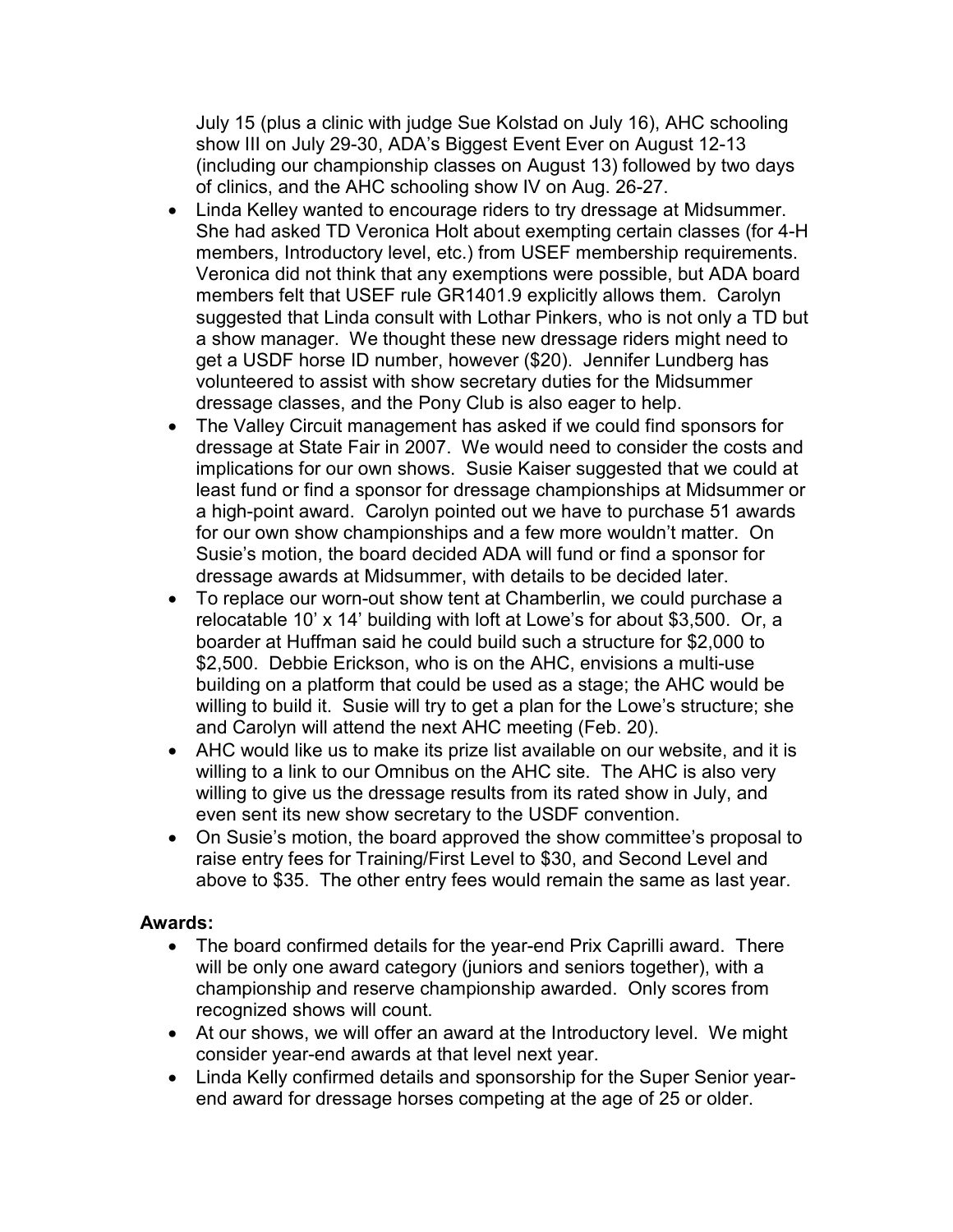July 15 (plus a clinic with judge Sue Kolstad on July 16), AHC schooling show III on July 29-30, ADA's Biggest Event Ever on August 12-13 (including our championship classes on August 13) followed by two days of clinics, and the AHC schooling show IV on Aug. 26-27.

- Linda Kelley wanted to encourage riders to try dressage at Midsummer. She had asked TD Veronica Holt about exempting certain classes (for 4-H members, Introductory level, etc.) from USEF membership requirements. Veronica did not think that any exemptions were possible, but ADA board members felt that USEF rule GR1401.9 explicitly allows them. Carolyn suggested that Linda consult with Lothar Pinkers, who is not only a TD but a show manager. We thought these new dressage riders might need to get a USDF horse ID number, however ($20). Jennifer Lundberg has volunteered to assist with show secretary duties for the Midsummer dressage classes, and the Pony Club is also eager to help.
- The Valley Circuit management has asked if we could find sponsors for dressage at State Fair in 2007. We would need to consider the costs and implications for our own shows. Susie Kaiser suggested that we could at least fund or find a sponsor for dressage championships at Midsummer or a high-point award. Carolyn pointed out we have to purchase 51 awards for our own show championships and a few more wouldn't matter. On Susie's motion, the board decided ADA will fund or find a sponsor for dressage awards at Midsummer, with details to be decided later.
- To replace our worn-out show tent at Chamberlin, we could purchase a relocatable 10' x 14' building with loft at Lowe's for about $3,500. Or, a boarder at Huffman said he could build such a structure for $2,000 to $2,500. Debbie Erickson, who is on the AHC, envisions a multi-use building on a platform that could be used as a stage; the AHC would be willing to build it. Susie will try to get a plan for the Lowe's structure; she and Carolyn will attend the next AHC meeting (Feb. 20).
- AHC would like us to make its prize list available on our website, and it is willing to a link to our Omnibus on the AHC site. The AHC is also very willing to give us the dressage results from its rated show in July, and even sent its new show secretary to the USDF convention.
- On Susie's motion, the board approved the show committee's proposal to raise entry fees for Training/First Level to $30, and Second Level and above to $35. The other entry fees would remain the same as last year.

**Awards:**

- The board confirmed details for the year-end Prix Caprilli award. There will be only one award category (juniors and seniors together), with a championship and reserve championship awarded. Only scores from recognized shows will count.
- At our shows, we will offer an award at the Introductory level. We might consider year-end awards at that level next year.
- Linda Kelly confirmed details and sponsorship for the Super Senior year-end award for dressage horses competing at the age of 25 or older.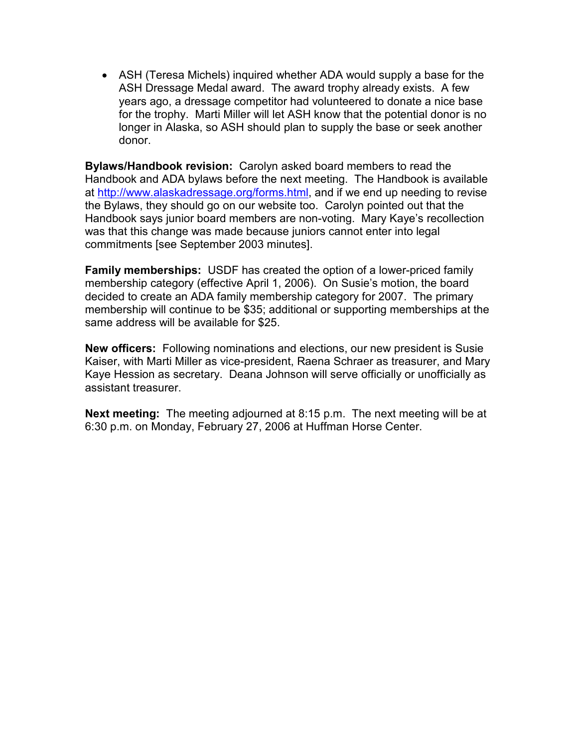- ASH (Teresa Michels) inquired whether ADA would supply a base for the ASH Dressage Medal award. The award trophy already exists. A few years ago, a dressage competitor had volunteered to donate a nice base for the trophy. Marti Miller will let ASH know that the potential donor is no longer in Alaska, so ASH should plan to supply the base or seek another donor.

**Bylaws/Handbook revision:** Carolyn asked board members to read the Handbook and ADA bylaws before the next meeting. The Handbook is available at http://www.alaskadressage.org/forms.html, and if we end up needing to revise the Bylaws, they should go on our website too. Carolyn pointed out that the Handbook says junior board members are non-voting. Mary Kaye's recollection was that this change was made because juniors cannot enter into legal commitments [see September 2003 minutes].

**Family memberships:** USDF has created the option of a lower-priced family membership category (effective April 1, 2006). On Susie's motion, the board decided to create an ADA family membership category for 2007. The primary membership will continue to be $35; additional or supporting memberships at the same address will be available for $25.

**New officers:** Following nominations and elections, our new president is Susie Kaiser, with Marti Miller as vice-president, Raena Schraer as treasurer, and Mary Kaye Hession as secretary. Deana Johnson will serve officially or unofficially as assistant treasurer.

**Next meeting:** The meeting adjourned at 8:15 p.m. The next meeting will be at 6:30 p.m. on Monday, February 27, 2006 at Huffman Horse Center.